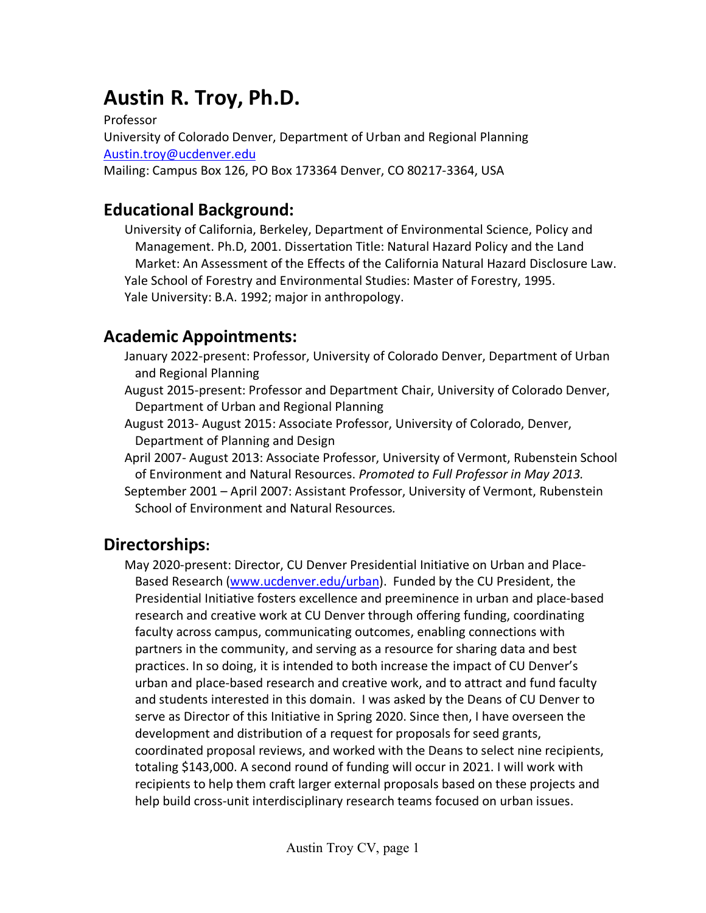# Austin R. Troy, Ph.D.

Professor
University of Colorado Denver, Department of Urban and Regional Planning
[Austin.troy@ucdenver.edu](mailto:Austin.troy@ucdenver.edu)
Mailing: Campus Box 126, PO Box 173364 Denver, CO 80217-3364, USA

## Educational Background:

University of California, Berkeley, Department of Environmental Science, Policy and Management. Ph.D, 2001. Dissertation Title: Natural Hazard Policy and the Land Market: An Assessment of the Effects of the California Natural Hazard Disclosure Law.
Yale School of Forestry and Environmental Studies: Master of Forestry, 1995.
Yale University: B.A. 1992; major in anthropology.

## Academic Appointments:

January 2022-present: Professor, University of Colorado Denver, Department of Urban and Regional Planning
August 2015-present: Professor and Department Chair, University of Colorado Denver, Department of Urban and Regional Planning
August 2013- August 2015: Associate Professor, University of Colorado, Denver, Department of Planning and Design
April 2007- August 2013: Associate Professor, University of Vermont, Rubenstein School of Environment and Natural Resources. *Promoted to Full Professor in May 2013.*
September 2001 – April 2007: Assistant Professor, University of Vermont, Rubenstein School of Environment and Natural Resources.

## Directorships:

May 2020-present: Director, CU Denver Presidential Initiative on Urban and Place-Based Research ([www.ucdenver.edu/urban](http://www.ucdenver.edu/urban)). Funded by the CU President, the Presidential Initiative fosters excellence and preeminence in urban and place-based research and creative work at CU Denver through offering funding, coordinating faculty across campus, communicating outcomes, enabling connections with partners in the community, and serving as a resource for sharing data and best practices. In so doing, it is intended to both increase the impact of CU Denver's urban and place-based research and creative work, and to attract and fund faculty and students interested in this domain. I was asked by the Deans of CU Denver to serve as Director of this Initiative in Spring 2020. Since then, I have overseen the development and distribution of a request for proposals for seed grants, coordinated proposal reviews, and worked with the Deans to select nine recipients, totaling $143,000. A second round of funding will occur in 2021. I will work with recipients to help them craft larger external proposals based on these projects and help build cross-unit interdisciplinary research teams focused on urban issues.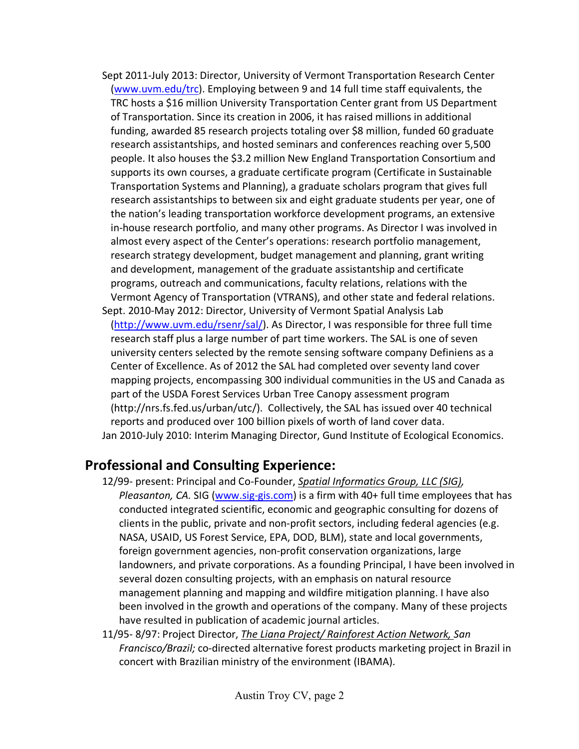Sept 2011-July 2013: Director, University of Vermont Transportation Research Center ([www.uvm.edu/trc](www.uvm.edu/trc)). Employing between 9 and 14 full time staff equivalents, the TRC hosts a $16 million University Transportation Center grant from US Department of Transportation. Since its creation in 2006, it has raised millions in additional funding, awarded 85 research projects totaling over $8 million, funded 60 graduate research assistantships, and hosted seminars and conferences reaching over 5,500 people. It also houses the $3.2 million New England Transportation Consortium and supports its own courses, a graduate certificate program (Certificate in Sustainable Transportation Systems and Planning), a graduate scholars program that gives full research assistantships to between six and eight graduate students per year, one of the nation's leading transportation workforce development programs, an extensive in-house research portfolio, and many other programs. As Director I was involved in almost every aspect of the Center's operations: research portfolio management, research strategy development, budget management and planning, grant writing and development, management of the graduate assistantship and certificate programs, outreach and communications, faculty relations, relations with the Vermont Agency of Transportation (VTRANS), and other state and federal relations.

Sept. 2010-May 2012: Director, University of Vermont Spatial Analysis Lab ([http://www.uvm.edu/rsenr/sal/](http://www.uvm.edu/rsenr/sal/)). As Director, I was responsible for three full time research staff plus a large number of part time workers. The SAL is one of seven university centers selected by the remote sensing software company Definiens as a Center of Excellence. As of 2012 the SAL had completed over seventy land cover mapping projects, encompassing 300 individual communities in the US and Canada as part of the USDA Forest Services Urban Tree Canopy assessment program (http://nrs.fs.fed.us/urban/utc/). Collectively, the SAL has issued over 40 technical reports and produced over 100 billion pixels of worth of land cover data.

Jan 2010-July 2010: Interim Managing Director, Gund Institute of Ecological Economics.

## Professional and Consulting Experience:

12/99- present: Principal and Co-Founder, *Spatial Informatics Group, LLC (SIG), Pleasanton, CA.* SIG ([www.sig-gis.com](www.sig-gis.com)) is a firm with 40+ full time employees that has conducted integrated scientific, economic and geographic consulting for dozens of clients in the public, private and non-profit sectors, including federal agencies (e.g. NASA, USAID, US Forest Service, EPA, DOD, BLM), state and local governments, foreign government agencies, non-profit conservation organizations, large landowners, and private corporations. As a founding Principal, I have been involved in several dozen consulting projects, with an emphasis on natural resource management planning and mapping and wildfire mitigation planning. I have also been involved in the growth and operations of the company. Many of these projects have resulted in publication of academic journal articles.

11/95- 8/97: Project Director, *The Liana Project/ Rainforest Action Network, San Francisco/Brazil;* co-directed alternative forest products marketing project in Brazil in concert with Brazilian ministry of the environment (IBAMA).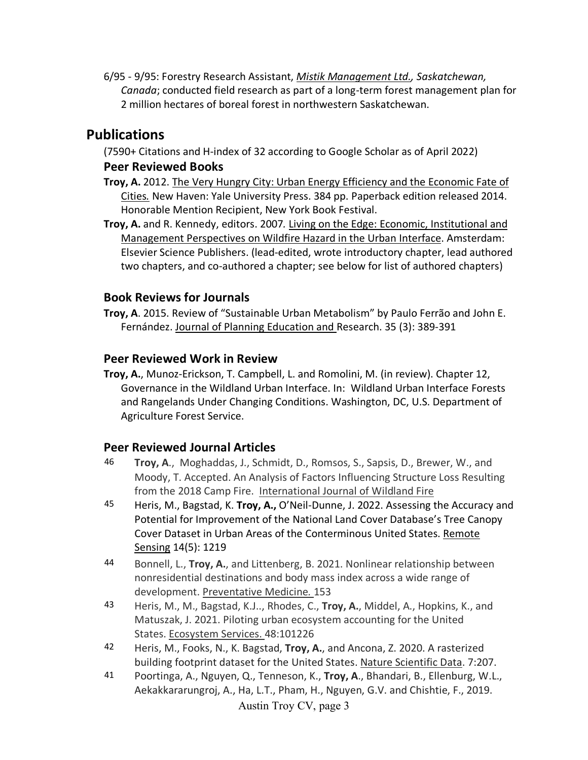6/95 - 9/95: Forestry Research Assistant, *Mistik Management Ltd., Saskatchewan, Canada*; conducted field research as part of a long-term forest management plan for 2 million hectares of boreal forest in northwestern Saskatchewan.

# Publications

(7590+ Citations and H-index of 32 according to Google Scholar as of April 2022)

## Peer Reviewed Books

**Troy, A.** 2012. The Very Hungry City: Urban Energy Efficiency and the Economic Fate of Cities. New Haven: Yale University Press. 384 pp. Paperback edition released 2014. Honorable Mention Recipient, New York Book Festival.

**Troy, A.** and R. Kennedy, editors. 2007. Living on the Edge: Economic, Institutional and Management Perspectives on Wildfire Hazard in the Urban Interface. Amsterdam: Elsevier Science Publishers. (lead-edited, wrote introductory chapter, lead authored two chapters, and co-authored a chapter; see below for list of authored chapters)

## Book Reviews for Journals

**Troy, A**. 2015. Review of "Sustainable Urban Metabolism" by Paulo Ferrão and John E. Fernández. Journal of Planning Education and Research. 35 (3): 389-391

## Peer Reviewed Work in Review

**Troy, A.**, Munoz-Erickson, T. Campbell, L. and Romolini, M. (in review). Chapter 12, Governance in the Wildland Urban Interface. In: Wildland Urban Interface Forests and Rangelands Under Changing Conditions. Washington, DC, U.S. Department of Agriculture Forest Service.

## Peer Reviewed Journal Articles

46 **Troy, A**., Moghaddas, J., Schmidt, D., Romsos, S., Sapsis, D., Brewer, W., and Moody, T. Accepted. An Analysis of Factors Influencing Structure Loss Resulting from the 2018 Camp Fire. International Journal of Wildland Fire

45 Heris, M., Bagstad, K. **Troy, A.,** O'Neil-Dunne, J. 2022. Assessing the Accuracy and Potential for Improvement of the National Land Cover Database's Tree Canopy Cover Dataset in Urban Areas of the Conterminous United States. Remote Sensing 14(5): 1219

44 Bonnell, L., **Troy, A.**, and Littenberg, B. 2021. Nonlinear relationship between nonresidential destinations and body mass index across a wide range of development. Preventative Medicine. 153

43 Heris, M., M., Bagstad, K.J.., Rhodes, C., **Troy, A.**, Middel, A., Hopkins, K., and Matuszak, J. 2021. Piloting urban ecosystem accounting for the United States. Ecosystem Services. 48:101226

42 Heris, M., Fooks, N., K. Bagstad, **Troy, A.**, and Ancona, Z. 2020. A rasterized building footprint dataset for the United States. Nature Scientific Data. 7:207.

41 Poortinga, A., Nguyen, Q., Tenneson, K., **Troy, A**., Bhandari, B., Ellenburg, W.L., Aekakkararungroj, A., Ha, L.T., Pham, H., Nguyen, G.V. and Chishtie, F., 2019.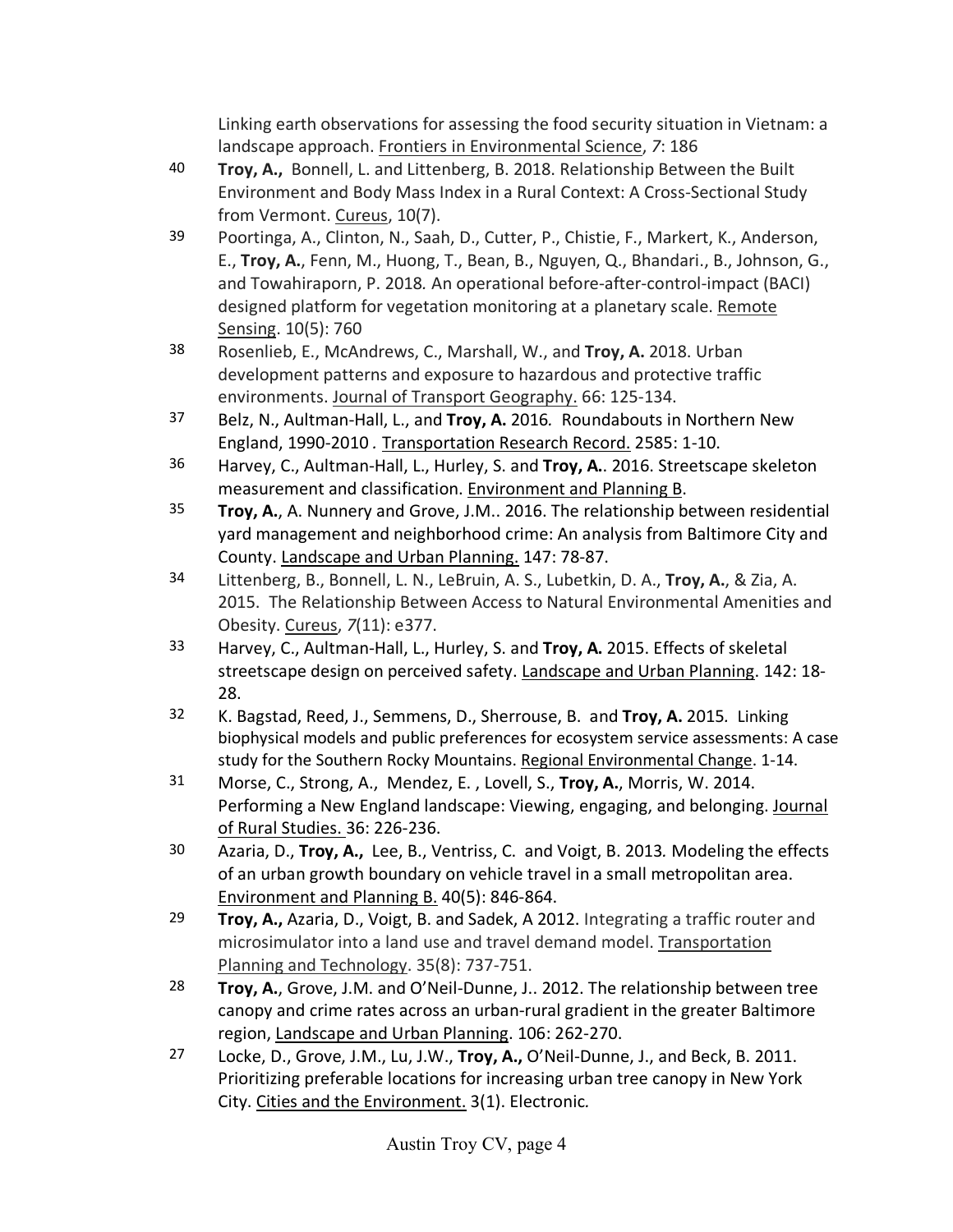Linking earth observations for assessing the food security situation in Vietnam: a landscape approach. Frontiers in Environmental Science, *7*: 186

40 **Troy, A.,** Bonnell, L. and Littenberg, B. 2018. Relationship Between the Built Environment and Body Mass Index in a Rural Context: A Cross-Sectional Study from Vermont. Cureus, 10(7).

39 Poortinga, A., Clinton, N., Saah, D., Cutter, P., Chistie, F., Markert, K., Anderson, E., **Troy, A.**, Fenn, M., Huong, T., Bean, B., Nguyen, Q., Bhandari., B., Johnson, G., and Towahiraporn, P. 2018. An operational before-after-control-impact (BACI) designed platform for vegetation monitoring at a planetary scale. Remote Sensing. 10(5): 760

38 Rosenlieb, E., McAndrews, C., Marshall, W., and **Troy, A.** 2018. Urban development patterns and exposure to hazardous and protective traffic environments. Journal of Transport Geography. 66: 125-134.

37 Belz, N., Aultman-Hall, L., and **Troy, A.** 2016. Roundabouts in Northern New England, 1990-2010. Transportation Research Record. 2585: 1-10.

36 Harvey, C., Aultman-Hall, L., Hurley, S. and **Troy, A.**. 2016. Streetscape skeleton measurement and classification. Environment and Planning B.

35 **Troy, A.**, A. Nunnery and Grove, J.M.. 2016. The relationship between residential yard management and neighborhood crime: An analysis from Baltimore City and County. Landscape and Urban Planning. 147: 78-87.

34 Littenberg, B., Bonnell, L. N., LeBruin, A. S., Lubetkin, D. A., **Troy, A.**, & Zia, A. 2015. The Relationship Between Access to Natural Environmental Amenities and Obesity. Cureus, *7*(11): e377.

33 Harvey, C., Aultman-Hall, L., Hurley, S. and **Troy, A.** 2015. Effects of skeletal streetscape design on perceived safety. Landscape and Urban Planning. 142: 18-28.

32 K. Bagstad, Reed, J., Semmens, D., Sherrouse, B. and **Troy, A.** 2015. Linking biophysical models and public preferences for ecosystem service assessments: A case study for the Southern Rocky Mountains. Regional Environmental Change. 1-14.

31 Morse, C., Strong, A., Mendez, E. , Lovell, S., **Troy, A.**, Morris, W. 2014. Performing a New England landscape: Viewing, engaging, and belonging. Journal of Rural Studies. 36: 226-236.

30 Azaria, D., **Troy, A.,** Lee, B., Ventriss, C. and Voigt, B. 2013. Modeling the effects of an urban growth boundary on vehicle travel in a small metropolitan area. Environment and Planning B. 40(5): 846-864.

29 **Troy, A.,** Azaria, D., Voigt, B. and Sadek, A 2012. Integrating a traffic router and microsimulator into a land use and travel demand model. Transportation Planning and Technology. 35(8): 737-751.

28 **Troy, A.**, Grove, J.M. and O'Neil-Dunne, J.. 2012. The relationship between tree canopy and crime rates across an urban-rural gradient in the greater Baltimore region, Landscape and Urban Planning. 106: 262-270.

27 Locke, D., Grove, J.M., Lu, J.W., **Troy, A.,** O'Neil-Dunne, J., and Beck, B. 2011. Prioritizing preferable locations for increasing urban tree canopy in New York City. Cities and the Environment. 3(1). Electronic.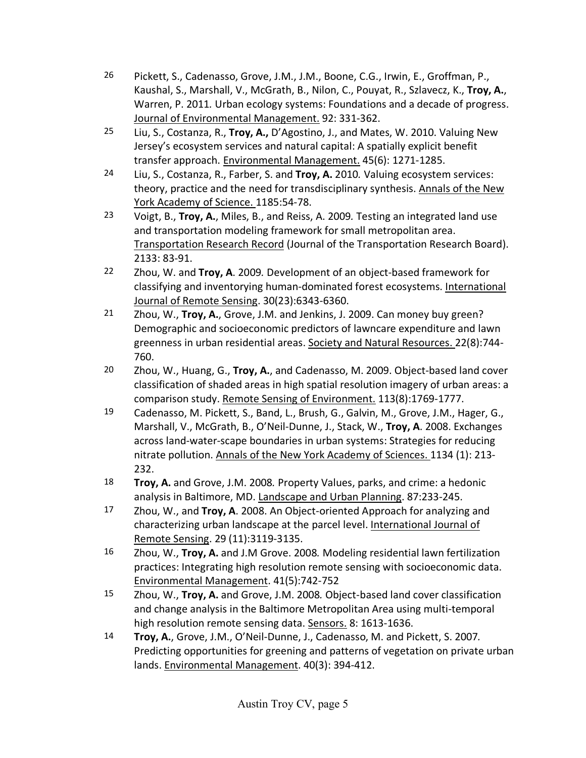26 Pickett, S., Cadenasso, Grove, J.M., J.M., Boone, C.G., Irwin, E., Groffman, P., Kaushal, S., Marshall, V., McGrath, B., Nilon, C., Pouyat, R., Szlavecz, K., **Troy, A.**, Warren, P. 2011. Urban ecology systems: Foundations and a decade of progress. Journal of Environmental Management. 92: 331-362.

25 Liu, S., Costanza, R., **Troy, A.,** D'Agostino, J., and Mates, W. 2010. Valuing New Jersey's ecosystem services and natural capital: A spatially explicit benefit transfer approach. Environmental Management. 45(6): 1271-1285.

24 Liu, S., Costanza, R., Farber, S. and **Troy, A.** 2010. Valuing ecosystem services: theory, practice and the need for transdisciplinary synthesis. Annals of the New York Academy of Science. 1185:54-78.

23 Voigt, B., **Troy, A.**, Miles, B., and Reiss, A. 2009. Testing an integrated land use and transportation modeling framework for small metropolitan area. Transportation Research Record (Journal of the Transportation Research Board). 2133: 83-91.

22 Zhou, W. and **Troy, A**. 2009. Development of an object-based framework for classifying and inventorying human-dominated forest ecosystems. International Journal of Remote Sensing. 30(23):6343-6360.

21 Zhou, W., **Troy, A.**, Grove, J.M. and Jenkins, J. 2009. Can money buy green? Demographic and socioeconomic predictors of lawncare expenditure and lawn greenness in urban residential areas. Society and Natural Resources. 22(8):744-760.

20 Zhou, W., Huang, G., **Troy, A.**, and Cadenasso, M. 2009. Object-based land cover classification of shaded areas in high spatial resolution imagery of urban areas: a comparison study. Remote Sensing of Environment. 113(8):1769-1777.

19 Cadenasso, M. Pickett, S., Band, L., Brush, G., Galvin, M., Grove, J.M., Hager, G., Marshall, V., McGrath, B., O'Neil-Dunne, J., Stack, W., **Troy, A**. 2008. Exchanges across land-water-scape boundaries in urban systems: Strategies for reducing nitrate pollution. Annals of the New York Academy of Sciences. 1134 (1): 213-232.

18 **Troy, A.** and Grove, J.M. 2008. Property Values, parks, and crime: a hedonic analysis in Baltimore, MD. Landscape and Urban Planning. 87:233-245.

17 Zhou, W., and **Troy, A**. 2008. An Object-oriented Approach for analyzing and characterizing urban landscape at the parcel level. International Journal of Remote Sensing. 29 (11):3119-3135.

16 Zhou, W., **Troy, A.** and J.M Grove. 2008. Modeling residential lawn fertilization practices: Integrating high resolution remote sensing with socioeconomic data. Environmental Management. 41(5):742-752

15 Zhou, W., **Troy, A.** and Grove, J.M. 2008. Object-based land cover classification and change analysis in the Baltimore Metropolitan Area using multi-temporal high resolution remote sensing data. Sensors. 8: 1613-1636.

14 **Troy, A.**, Grove, J.M., O'Neil-Dunne, J., Cadenasso, M. and Pickett, S. 2007. Predicting opportunities for greening and patterns of vegetation on private urban lands. Environmental Management. 40(3): 394-412.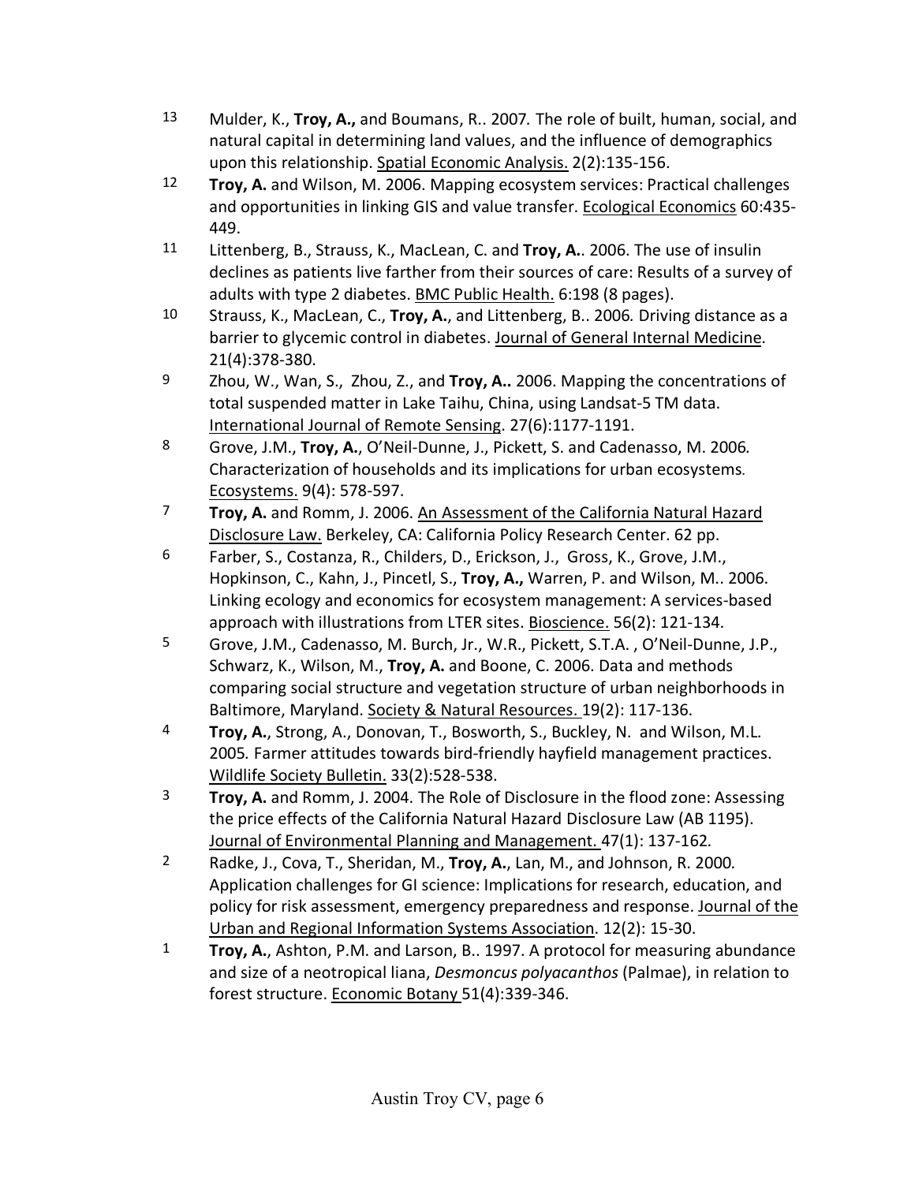13 Mulder, K., **Troy, A.,** and Boumans, R.. 2007. The role of built, human, social, and natural capital in determining land values, and the influence of demographics upon this relationship. Spatial Economic Analysis. 2(2):135-156.

12 **Troy, A.** and Wilson, M. 2006. Mapping ecosystem services: Practical challenges and opportunities in linking GIS and value transfer. Ecological Economics 60:435-449.

11 Littenberg, B., Strauss, K., MacLean, C. and **Troy, A.**. 2006. The use of insulin declines as patients live farther from their sources of care: Results of a survey of adults with type 2 diabetes. BMC Public Health. 6:198 (8 pages).

10 Strauss, K., MacLean, C., **Troy, A.**, and Littenberg, B.. 2006. Driving distance as a barrier to glycemic control in diabetes. Journal of General Internal Medicine. 21(4):378-380.

9 Zhou, W., Wan, S., Zhou, Z., and **Troy, A..** 2006. Mapping the concentrations of total suspended matter in Lake Taihu, China, using Landsat-5 TM data. International Journal of Remote Sensing. 27(6):1177-1191.

8 Grove, J.M., **Troy, A.**, O'Neil-Dunne, J., Pickett, S. and Cadenasso, M. 2006. Characterization of households and its implications for urban ecosystems. Ecosystems. 9(4): 578-597.

7 **Troy, A.** and Romm, J. 2006. An Assessment of the California Natural Hazard Disclosure Law. Berkeley, CA: California Policy Research Center. 62 pp.

6 Farber, S., Costanza, R., Childers, D., Erickson, J., Gross, K., Grove, J.M., Hopkinson, C., Kahn, J., Pincetl, S., **Troy, A.,** Warren, P. and Wilson, M.. 2006. Linking ecology and economics for ecosystem management: A services-based approach with illustrations from LTER sites. Bioscience. 56(2): 121-134.

5 Grove, J.M., Cadenasso, M. Burch, Jr., W.R., Pickett, S.T.A. , O'Neil-Dunne, J.P., Schwarz, K., Wilson, M., **Troy, A.** and Boone, C. 2006. Data and methods comparing social structure and vegetation structure of urban neighborhoods in Baltimore, Maryland. Society & Natural Resources. 19(2): 117-136.

4 **Troy, A.**, Strong, A., Donovan, T., Bosworth, S., Buckley, N. and Wilson, M.L. 2005. Farmer attitudes towards bird-friendly hayfield management practices. Wildlife Society Bulletin. 33(2):528-538.

3 **Troy, A.** and Romm, J. 2004. The Role of Disclosure in the flood zone: Assessing the price effects of the California Natural Hazard Disclosure Law (AB 1195). Journal of Environmental Planning and Management. 47(1): 137-162.

2 Radke, J., Cova, T., Sheridan, M., **Troy, A.**, Lan, M., and Johnson, R. 2000. Application challenges for GI science: Implications for research, education, and policy for risk assessment, emergency preparedness and response. Journal of the Urban and Regional Information Systems Association. 12(2): 15-30.

1 **Troy, A.**, Ashton, P.M. and Larson, B.. 1997. A protocol for measuring abundance and size of a neotropical liana, *Desmoncus polyacanthos* (Palmae), in relation to forest structure. Economic Botany 51(4):339-346.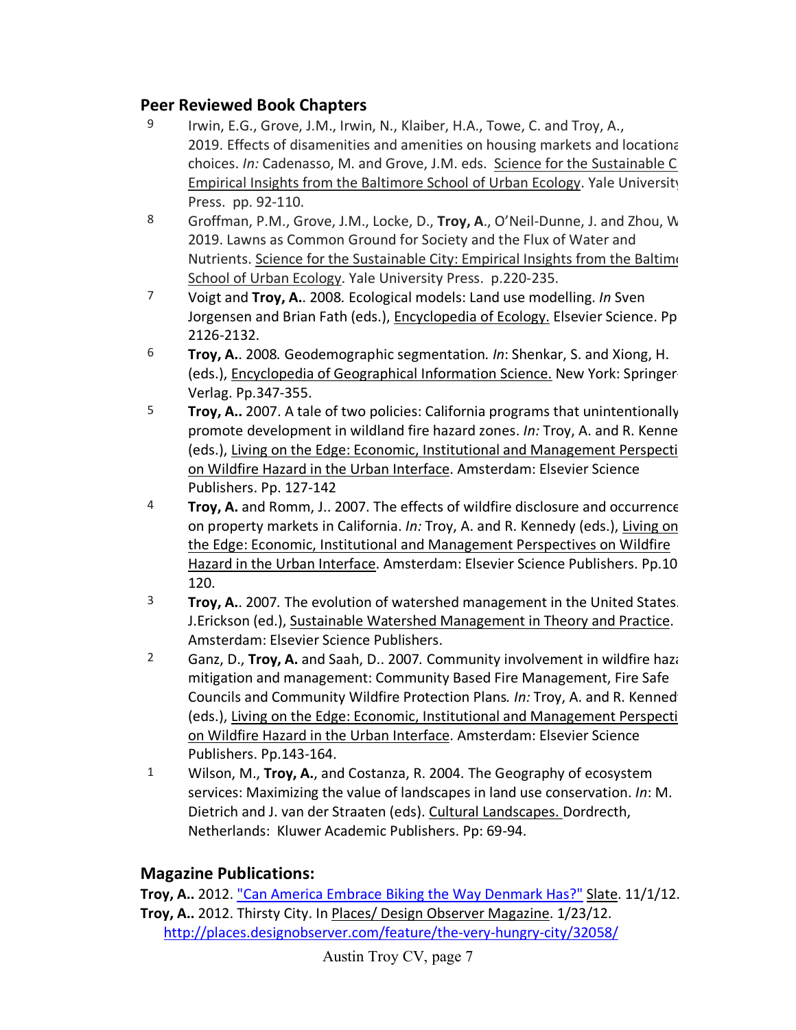## Peer Reviewed Book Chapters

9. Irwin, E.G., Grove, J.M., Irwin, N., Klaiber, H.A., Towe, C. and Troy, A., 2019. Effects of disamenities and amenities on housing markets and locationa choices. *In:* Cadenasso, M. and Grove, J.M. eds. Science for the Sustainable C Empirical Insights from the Baltimore School of Urban Ecology. Yale University Press. pp. 92-110.
8. Groffman, P.M., Grove, J.M., Locke, D., **Troy, A**., O'Neil-Dunne, J. and Zhou, W 2019. Lawns as Common Ground for Society and the Flux of Water and Nutrients. Science for the Sustainable City: Empirical Insights from the Baltim School of Urban Ecology. Yale University Press. p.220-235.
7. Voigt and **Troy, A.**. 2008. Ecological models: Land use modelling. *In* Sven Jorgensen and Brian Fath (eds.), Encyclopedia of Ecology. Elsevier Science. Pp 2126-2132.
6. **Troy, A.**. 2008*.* Geodemographic segmentation*. In*: Shenkar, S. and Xiong, H. (eds.), Encyclopedia of Geographical Information Science. New York: Springer Verlag. Pp.347-355.
5. **Troy, A..** 2007. A tale of two policies: California programs that unintentionally promote development in wildland fire hazard zones. *In:* Troy, A. and R. Kenne (eds.), Living on the Edge: Economic, Institutional and Management Perspecti on Wildfire Hazard in the Urban Interface. Amsterdam: Elsevier Science Publishers. Pp. 127-142
4. **Troy, A.** and Romm, J.. 2007. The effects of wildfire disclosure and occurrence on property markets in California. *In:* Troy, A. and R. Kennedy (eds.), Living on the Edge: Economic, Institutional and Management Perspectives on Wildfire Hazard in the Urban Interface. Amsterdam: Elsevier Science Publishers. Pp.10 120.
3. **Troy, A.**. 2007*.* The evolution of watershed management in the United States. J.Erickson (ed.), Sustainable Watershed Management in Theory and Practice. Amsterdam: Elsevier Science Publishers.
2. Ganz, D., **Troy, A.** and Saah, D.. 2007*.* Community involvement in wildfire haza mitigation and management: Community Based Fire Management, Fire Safe Councils and Community Wildfire Protection Plans*. In:* Troy, A. and R. Kenned (eds.), Living on the Edge: Economic, Institutional and Management Perspecti on Wildfire Hazard in the Urban Interface. Amsterdam: Elsevier Science Publishers. Pp.143-164.
1. Wilson, M., **Troy, A.**, and Costanza, R. 2004. The Geography of ecosystem services: Maximizing the value of landscapes in land use conservation. *In*: M. Dietrich and J. van der Straaten (eds). Cultural Landscapes. Dordrecth, Netherlands: Kluwer Academic Publishers. Pp: 69-94.

## Magazine Publications:

**Troy, A..** 2012. "Can America Embrace Biking the Way Denmark Has?" Slate. 11/1/12.
**Troy, A..** 2012. Thirsty City. In Places/ Design Observer Magazine. 1/23/12. http://places.designobserver.com/feature/the-very-hungry-city/32058/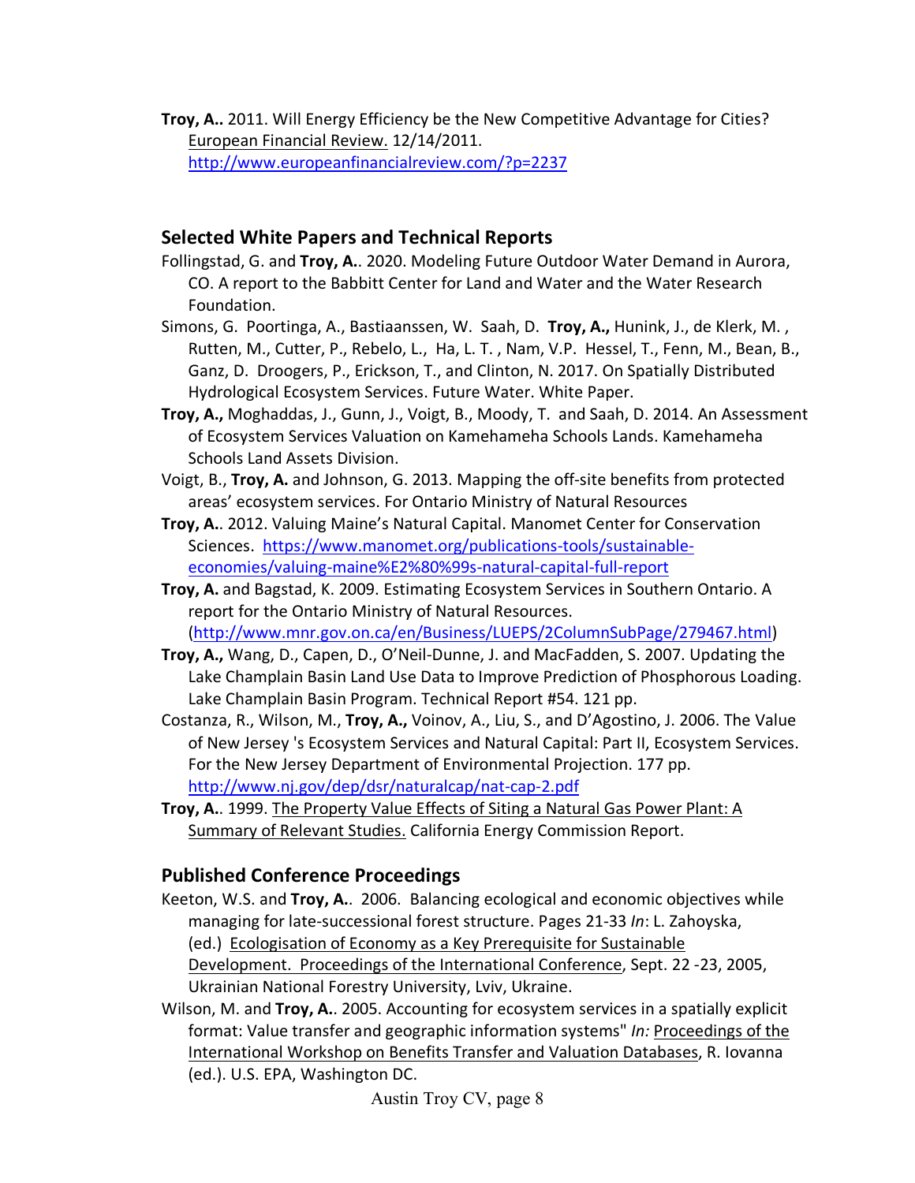**Troy, A..** 2011. Will Energy Efficiency be the New Competitive Advantage for Cities? European Financial Review. 12/14/2011. http://www.europeanfinancialreview.com/?p=2237

## Selected White Papers and Technical Reports

Follingstad, G. and **Troy, A.**. 2020. Modeling Future Outdoor Water Demand in Aurora, CO. A report to the Babbitt Center for Land and Water and the Water Research Foundation.

Simons, G. Poortinga, A., Bastiaanssen, W. Saah, D. **Troy, A.,** Hunink, J., de Klerk, M. , Rutten, M., Cutter, P., Rebelo, L., Ha, L. T. , Nam, V.P. Hessel, T., Fenn, M., Bean, B., Ganz, D. Droogers, P., Erickson, T., and Clinton, N. 2017. On Spatially Distributed Hydrological Ecosystem Services. Future Water. White Paper.

**Troy, A.,** Moghaddas, J., Gunn, J., Voigt, B., Moody, T. and Saah, D. 2014. An Assessment of Ecosystem Services Valuation on Kamehameha Schools Lands. Kamehameha Schools Land Assets Division.

Voigt, B., **Troy, A.** and Johnson, G. 2013. Mapping the off-site benefits from protected areas' ecosystem services. For Ontario Ministry of Natural Resources

**Troy, A.**. 2012. Valuing Maine's Natural Capital. Manomet Center for Conservation Sciences. https://www.manomet.org/publications-tools/sustainable-economies/valuing-maine%E2%80%99s-natural-capital-full-report

**Troy, A.** and Bagstad, K. 2009. Estimating Ecosystem Services in Southern Ontario. A report for the Ontario Ministry of Natural Resources. (http://www.mnr.gov.on.ca/en/Business/LUEPS/2ColumnSubPage/279467.html)

**Troy, A.,** Wang, D., Capen, D., O'Neil-Dunne, J. and MacFadden, S. 2007. Updating the Lake Champlain Basin Land Use Data to Improve Prediction of Phosphorous Loading. Lake Champlain Basin Program. Technical Report #54. 121 pp.

Costanza, R., Wilson, M., **Troy, A.,** Voinov, A., Liu, S., and D'Agostino, J. 2006. The Value of New Jersey 's Ecosystem Services and Natural Capital: Part II, Ecosystem Services. For the New Jersey Department of Environmental Projection. 177 pp. http://www.nj.gov/dep/dsr/naturalcap/nat-cap-2.pdf

**Troy, A.**. 1999. The Property Value Effects of Siting a Natural Gas Power Plant: A Summary of Relevant Studies. California Energy Commission Report.

## Published Conference Proceedings

Keeton, W.S. and **Troy, A.**. 2006. Balancing ecological and economic objectives while managing for late-successional forest structure. Pages 21-33 *In*: L. Zahoyska, (ed.) Ecologisation of Economy as a Key Prerequisite for Sustainable Development. Proceedings of the International Conference, Sept. 22 -23, 2005, Ukrainian National Forestry University, Lviv, Ukraine.

Wilson, M. and **Troy, A.**. 2005. Accounting for ecosystem services in a spatially explicit format: Value transfer and geographic information systems" *In:* Proceedings of the International Workshop on Benefits Transfer and Valuation Databases, R. Iovanna (ed.). U.S. EPA, Washington DC.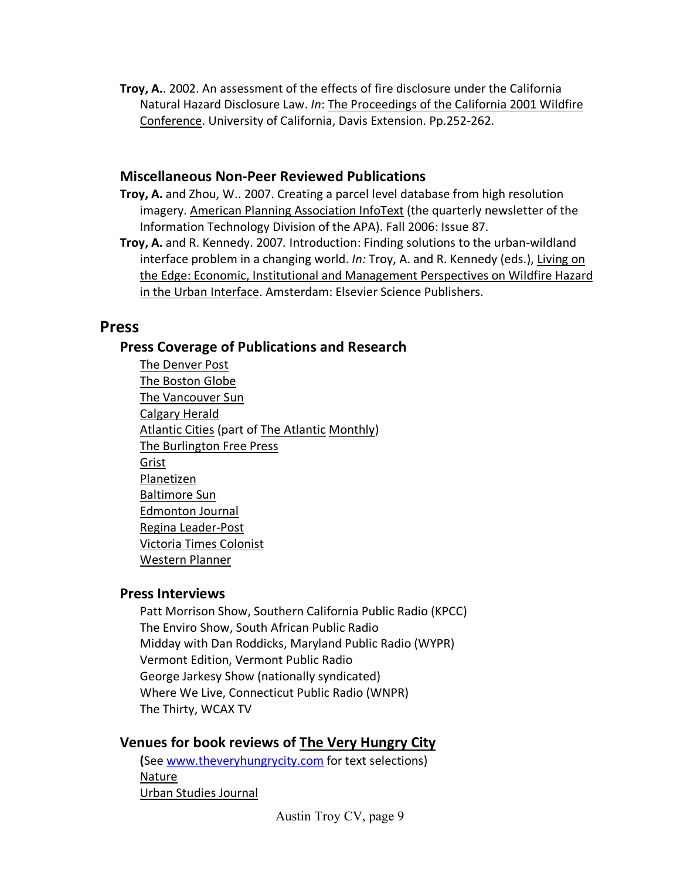**Troy, A.**. 2002. An assessment of the effects of fire disclosure under the California Natural Hazard Disclosure Law. *In*: The Proceedings of the California 2001 Wildfire Conference. University of California, Davis Extension. Pp.252-262.

### Miscellaneous Non-Peer Reviewed Publications

**Troy, A.** and Zhou, W.. 2007. Creating a parcel level database from high resolution imagery. American Planning Association InfoText (the quarterly newsletter of the Information Technology Division of the APA). Fall 2006: Issue 87.

**Troy, A.** and R. Kennedy. 2007*.* Introduction: Finding solutions to the urban-wildland interface problem in a changing world. *In:* Troy, A. and R. Kennedy (eds.), Living on the Edge: Economic, Institutional and Management Perspectives on Wildfire Hazard in the Urban Interface. Amsterdam: Elsevier Science Publishers.

## Press

### Press Coverage of Publications and Research

The Denver Post
The Boston Globe
The Vancouver Sun
Calgary Herald
Atlantic Cities (part of The Atlantic Monthly)
The Burlington Free Press
Grist
Planetizen
Baltimore Sun
Edmonton Journal
Regina Leader-Post
Victoria Times Colonist
Western Planner

### Press Interviews

Patt Morrison Show, Southern California Public Radio (KPCC)
The Enviro Show, South African Public Radio
Midday with Dan Roddicks, Maryland Public Radio (WYPR)
Vermont Edition, Vermont Public Radio
George Jarkesy Show (nationally syndicated)
Where We Live, Connecticut Public Radio (WNPR)
The Thirty, WCAX TV

### Venues for book reviews of The Very Hungry City

**(**See www.theveryhungrycity.com for text selections)
Nature
Urban Studies Journal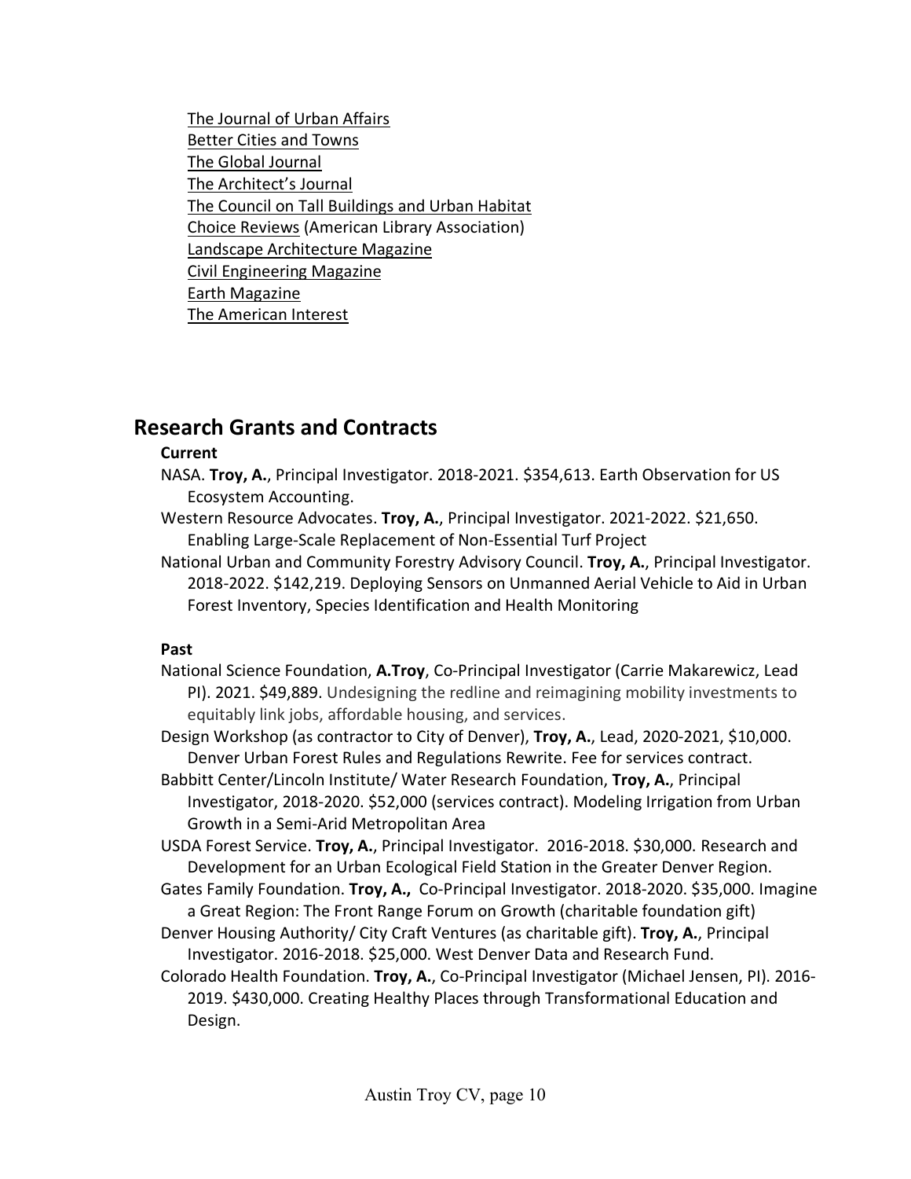The Journal of Urban Affairs
Better Cities and Towns
The Global Journal
The Architect's Journal
The Council on Tall Buildings and Urban Habitat
Choice Reviews (American Library Association)
Landscape Architecture Magazine
Civil Engineering Magazine
Earth Magazine
The American Interest

## Research Grants and Contracts

**Current**

NASA. **Troy, A.**, Principal Investigator. 2018-2021. $354,613. Earth Observation for US Ecosystem Accounting.

Western Resource Advocates. **Troy, A.**, Principal Investigator. 2021-2022. $21,650. Enabling Large-Scale Replacement of Non-Essential Turf Project

National Urban and Community Forestry Advisory Council. **Troy, A.**, Principal Investigator. 2018-2022. $142,219. Deploying Sensors on Unmanned Aerial Vehicle to Aid in Urban Forest Inventory, Species Identification and Health Monitoring

**Past**

National Science Foundation, **A.Troy**, Co-Principal Investigator (Carrie Makarewicz, Lead PI). 2021. $49,889. Undesigning the redline and reimagining mobility investments to equitably link jobs, affordable housing, and services.

Design Workshop (as contractor to City of Denver), **Troy, A.**, Lead, 2020-2021, $10,000. Denver Urban Forest Rules and Regulations Rewrite. Fee for services contract.

Babbitt Center/Lincoln Institute/ Water Research Foundation, **Troy, A.**, Principal Investigator, 2018-2020. $52,000 (services contract). Modeling Irrigation from Urban Growth in a Semi-Arid Metropolitan Area

USDA Forest Service. **Troy, A.**, Principal Investigator. 2016-2018. $30,000. Research and Development for an Urban Ecological Field Station in the Greater Denver Region.

Gates Family Foundation. **Troy, A.**, Co-Principal Investigator. 2018-2020. $35,000. Imagine a Great Region: The Front Range Forum on Growth (charitable foundation gift)

Denver Housing Authority/ City Craft Ventures (as charitable gift). **Troy, A.**, Principal Investigator. 2016-2018. $25,000. West Denver Data and Research Fund.

Colorado Health Foundation. **Troy, A.**, Co-Principal Investigator (Michael Jensen, PI). 2016-2019. $430,000. Creating Healthy Places through Transformational Education and Design.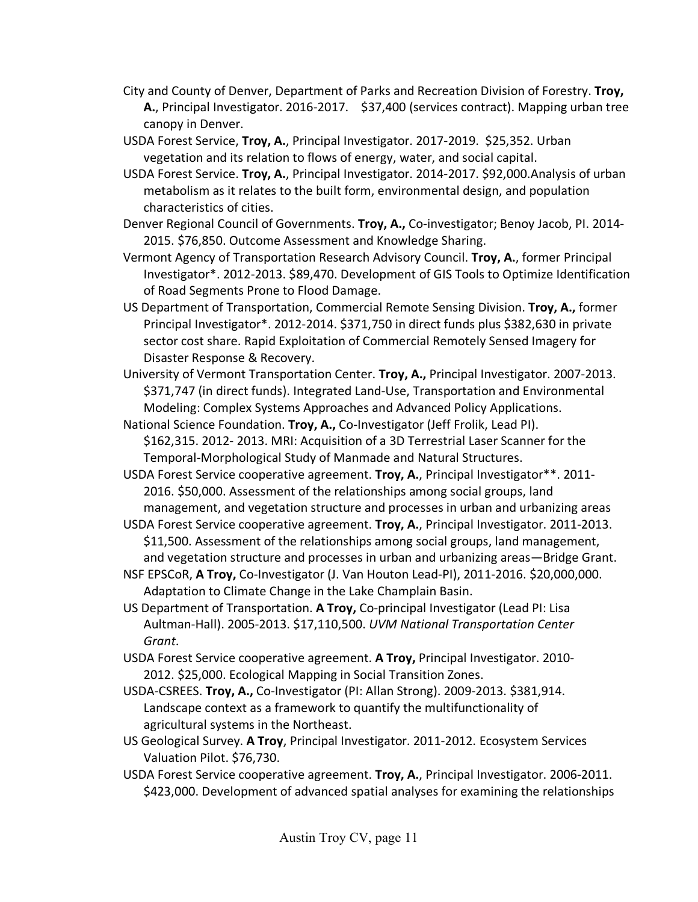City and County of Denver, Department of Parks and Recreation Division of Forestry. **Troy, A.**, Principal Investigator. 2016-2017. $37,400 (services contract). Mapping urban tree canopy in Denver.

USDA Forest Service, **Troy, A.**, Principal Investigator. 2017-2019. $25,352. Urban vegetation and its relation to flows of energy, water, and social capital.

USDA Forest Service. **Troy, A.**, Principal Investigator. 2014-2017. $92,000.Analysis of urban metabolism as it relates to the built form, environmental design, and population characteristics of cities.

Denver Regional Council of Governments. **Troy, A.,** Co-investigator; Benoy Jacob, PI. 2014-2015. $76,850. Outcome Assessment and Knowledge Sharing.

Vermont Agency of Transportation Research Advisory Council. **Troy, A.**, former Principal Investigator*. 2012-2013. $89,470. Development of GIS Tools to Optimize Identification of Road Segments Prone to Flood Damage.

US Department of Transportation, Commercial Remote Sensing Division. **Troy, A.,** former Principal Investigator*. 2012-2014. $371,750 in direct funds plus $382,630 in private sector cost share. Rapid Exploitation of Commercial Remotely Sensed Imagery for Disaster Response & Recovery.

University of Vermont Transportation Center. **Troy, A.,** Principal Investigator. 2007-2013. $371,747 (in direct funds). Integrated Land-Use, Transportation and Environmental Modeling: Complex Systems Approaches and Advanced Policy Applications.

National Science Foundation. **Troy, A.,** Co-Investigator (Jeff Frolik, Lead PI). $162,315. 2012- 2013. MRI: Acquisition of a 3D Terrestrial Laser Scanner for the Temporal-Morphological Study of Manmade and Natural Structures.

USDA Forest Service cooperative agreement. **Troy, A.**, Principal Investigator**. 2011-2016. $50,000. Assessment of the relationships among social groups, land management, and vegetation structure and processes in urban and urbanizing areas

USDA Forest Service cooperative agreement. **Troy, A.**, Principal Investigator. 2011-2013. $11,500. Assessment of the relationships among social groups, land management, and vegetation structure and processes in urban and urbanizing areas—Bridge Grant.

NSF EPSCoR, **A Troy,** Co-Investigator (J. Van Houton Lead-PI), 2011-2016. $20,000,000. Adaptation to Climate Change in the Lake Champlain Basin.

US Department of Transportation. **A Troy,** Co-principal Investigator (Lead PI: Lisa Aultman-Hall). 2005-2013. $17,110,500. *UVM National Transportation Center Grant*.

USDA Forest Service cooperative agreement. **A Troy,** Principal Investigator. 2010-2012. $25,000. Ecological Mapping in Social Transition Zones.

USDA-CSREES. **Troy, A.,** Co-Investigator (PI: Allan Strong). 2009-2013. $381,914. Landscape context as a framework to quantify the multifunctionality of agricultural systems in the Northeast.

US Geological Survey. **A Troy**, Principal Investigator. 2011-2012. Ecosystem Services Valuation Pilot. $76,730.

USDA Forest Service cooperative agreement. **Troy, A.**, Principal Investigator. 2006-2011. $423,000. Development of advanced spatial analyses for examining the relationships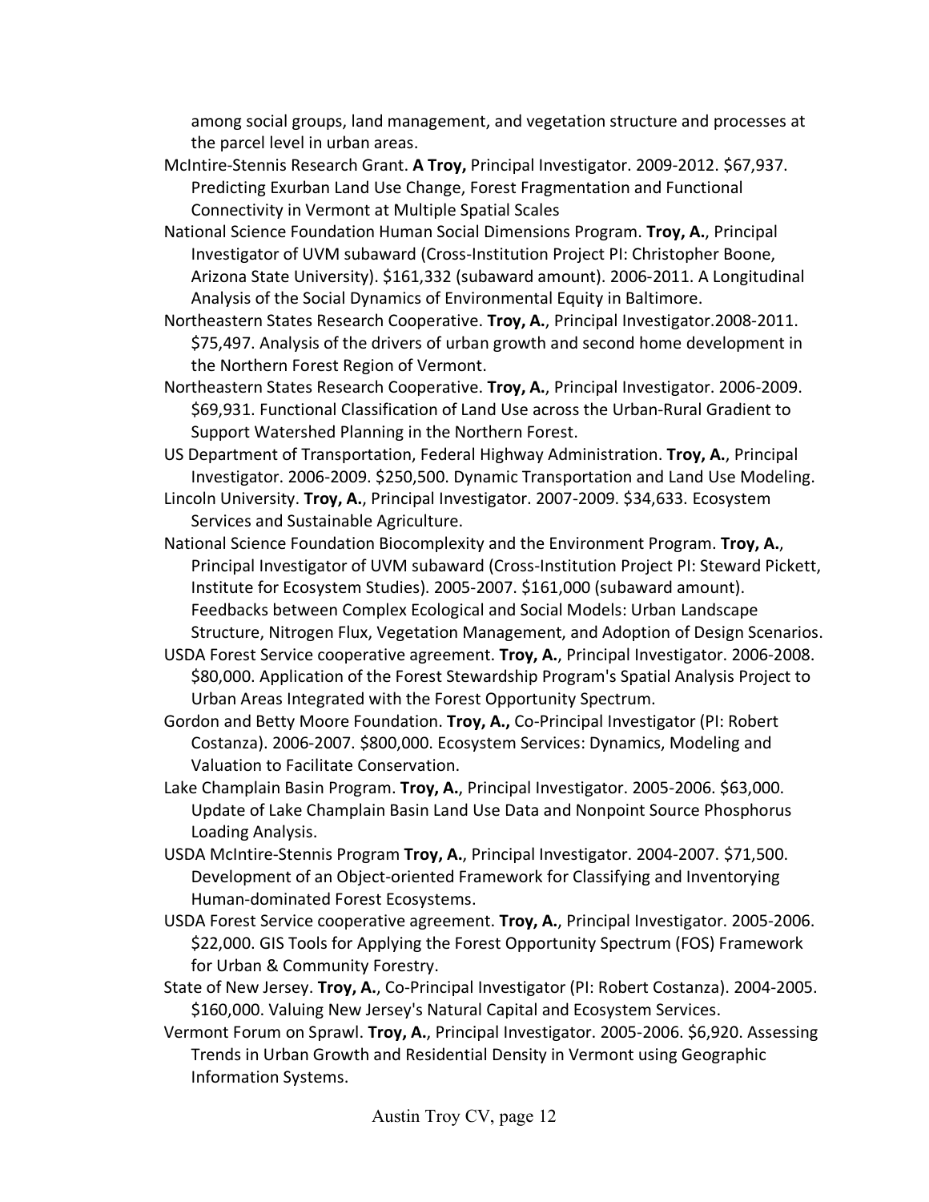among social groups, land management, and vegetation structure and processes at the parcel level in urban areas.

McIntire-Stennis Research Grant. **A Troy,** Principal Investigator. 2009-2012. $67,937. Predicting Exurban Land Use Change, Forest Fragmentation and Functional Connectivity in Vermont at Multiple Spatial Scales

National Science Foundation Human Social Dimensions Program. **Troy, A.**, Principal Investigator of UVM subaward (Cross-Institution Project PI: Christopher Boone, Arizona State University). $161,332 (subaward amount). 2006-2011. A Longitudinal Analysis of the Social Dynamics of Environmental Equity in Baltimore.

Northeastern States Research Cooperative. **Troy, A.**, Principal Investigator.2008-2011. $75,497. Analysis of the drivers of urban growth and second home development in the Northern Forest Region of Vermont.

Northeastern States Research Cooperative. **Troy, A.**, Principal Investigator. 2006-2009. $69,931. Functional Classification of Land Use across the Urban-Rural Gradient to Support Watershed Planning in the Northern Forest.

US Department of Transportation, Federal Highway Administration. **Troy, A.**, Principal Investigator. 2006-2009. $250,500. Dynamic Transportation and Land Use Modeling.

Lincoln University. **Troy, A.**, Principal Investigator. 2007-2009. $34,633. Ecosystem Services and Sustainable Agriculture.

National Science Foundation Biocomplexity and the Environment Program. **Troy, A.**, Principal Investigator of UVM subaward (Cross-Institution Project PI: Steward Pickett, Institute for Ecosystem Studies). 2005-2007. $161,000 (subaward amount). Feedbacks between Complex Ecological and Social Models: Urban Landscape Structure, Nitrogen Flux, Vegetation Management, and Adoption of Design Scenarios.

USDA Forest Service cooperative agreement. **Troy, A.**, Principal Investigator. 2006-2008. $80,000. Application of the Forest Stewardship Program's Spatial Analysis Project to Urban Areas Integrated with the Forest Opportunity Spectrum.

Gordon and Betty Moore Foundation. **Troy, A.,** Co-Principal Investigator (PI: Robert Costanza). 2006-2007. $800,000. Ecosystem Services: Dynamics, Modeling and Valuation to Facilitate Conservation.

Lake Champlain Basin Program. **Troy, A.**, Principal Investigator. 2005-2006. $63,000. Update of Lake Champlain Basin Land Use Data and Nonpoint Source Phosphorus Loading Analysis.

USDA McIntire-Stennis Program **Troy, A.**, Principal Investigator. 2004-2007. $71,500. Development of an Object-oriented Framework for Classifying and Inventorying Human-dominated Forest Ecosystems.

USDA Forest Service cooperative agreement. **Troy, A.**, Principal Investigator. 2005-2006. $22,000. GIS Tools for Applying the Forest Opportunity Spectrum (FOS) Framework for Urban & Community Forestry.

State of New Jersey. **Troy, A.**, Co-Principal Investigator (PI: Robert Costanza). 2004-2005. $160,000. Valuing New Jersey's Natural Capital and Ecosystem Services.

Vermont Forum on Sprawl. **Troy, A.**, Principal Investigator. 2005-2006. $6,920. Assessing Trends in Urban Growth and Residential Density in Vermont using Geographic Information Systems.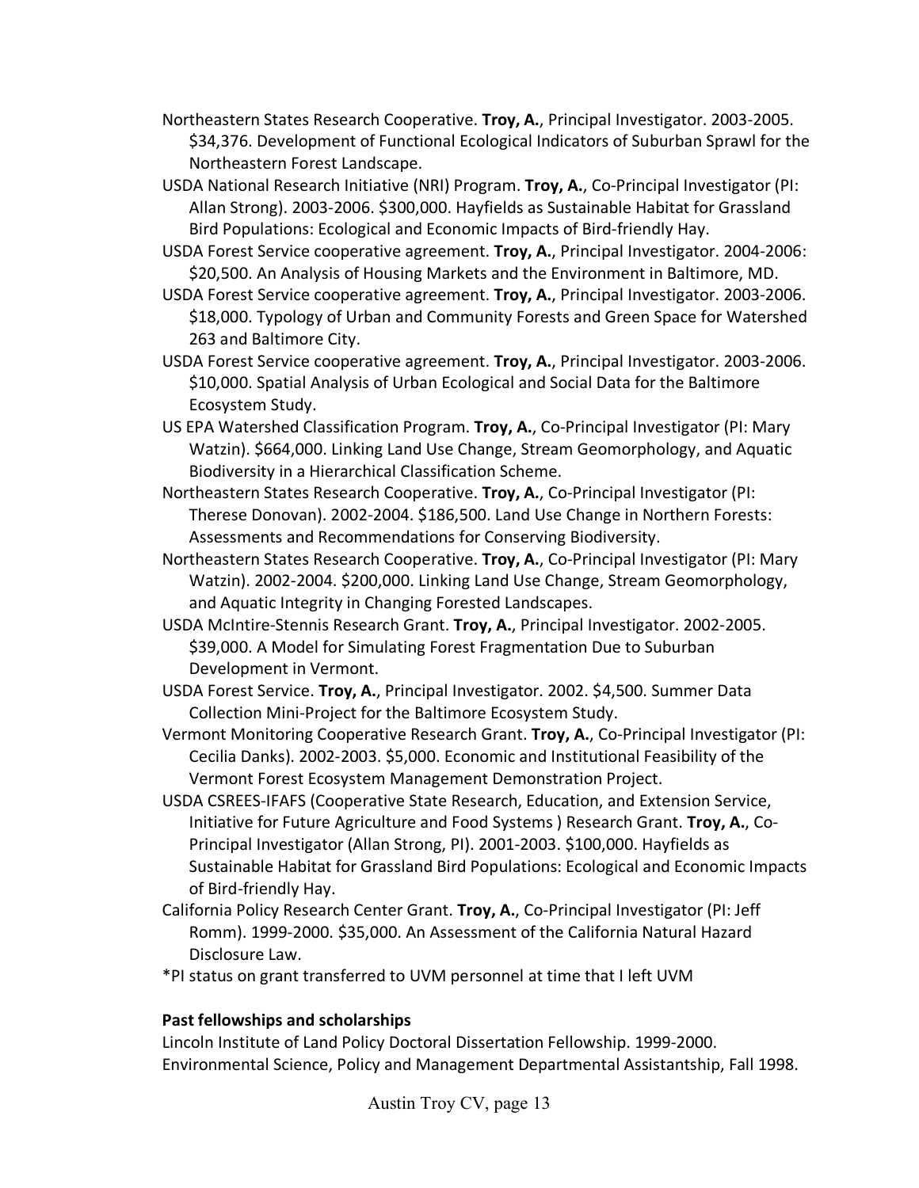Northeastern States Research Cooperative. **Troy, A.**, Principal Investigator. 2003-2005. $34,376. Development of Functional Ecological Indicators of Suburban Sprawl for the Northeastern Forest Landscape.

USDA National Research Initiative (NRI) Program. **Troy, A.**, Co-Principal Investigator (PI: Allan Strong). 2003-2006. $300,000. Hayfields as Sustainable Habitat for Grassland Bird Populations: Ecological and Economic Impacts of Bird-friendly Hay.

USDA Forest Service cooperative agreement. **Troy, A.**, Principal Investigator. 2004-2006: $20,500. An Analysis of Housing Markets and the Environment in Baltimore, MD.

USDA Forest Service cooperative agreement. **Troy, A.**, Principal Investigator. 2003-2006. $18,000. Typology of Urban and Community Forests and Green Space for Watershed 263 and Baltimore City.

USDA Forest Service cooperative agreement. **Troy, A.**, Principal Investigator. 2003-2006. $10,000. Spatial Analysis of Urban Ecological and Social Data for the Baltimore Ecosystem Study.

US EPA Watershed Classification Program. **Troy, A.**, Co-Principal Investigator (PI: Mary Watzin). $664,000. Linking Land Use Change, Stream Geomorphology, and Aquatic Biodiversity in a Hierarchical Classification Scheme.

Northeastern States Research Cooperative. **Troy, A.**, Co-Principal Investigator (PI: Therese Donovan). 2002-2004. $186,500. Land Use Change in Northern Forests: Assessments and Recommendations for Conserving Biodiversity.

Northeastern States Research Cooperative. **Troy, A.**, Co-Principal Investigator (PI: Mary Watzin). 2002-2004. $200,000. Linking Land Use Change, Stream Geomorphology, and Aquatic Integrity in Changing Forested Landscapes.

USDA McIntire-Stennis Research Grant. **Troy, A.**, Principal Investigator. 2002-2005. $39,000. A Model for Simulating Forest Fragmentation Due to Suburban Development in Vermont.

USDA Forest Service. **Troy, A.**, Principal Investigator. 2002. $4,500. Summer Data Collection Mini-Project for the Baltimore Ecosystem Study.

Vermont Monitoring Cooperative Research Grant. **Troy, A.**, Co-Principal Investigator (PI: Cecilia Danks). 2002-2003. $5,000. Economic and Institutional Feasibility of the Vermont Forest Ecosystem Management Demonstration Project.

USDA CSREES-IFAFS (Cooperative State Research, Education, and Extension Service, Initiative for Future Agriculture and Food Systems ) Research Grant. **Troy, A.**, Co-Principal Investigator (Allan Strong, PI). 2001-2003. $100,000. Hayfields as Sustainable Habitat for Grassland Bird Populations: Ecological and Economic Impacts of Bird-friendly Hay.

California Policy Research Center Grant. **Troy, A.**, Co-Principal Investigator (PI: Jeff Romm). 1999-2000. $35,000. An Assessment of the California Natural Hazard Disclosure Law.

*PI status on grant transferred to UVM personnel at time that I left UVM

**Past fellowships and scholarships**

Lincoln Institute of Land Policy Doctoral Dissertation Fellowship. 1999-2000.
Environmental Science, Policy and Management Departmental Assistantship, Fall 1998.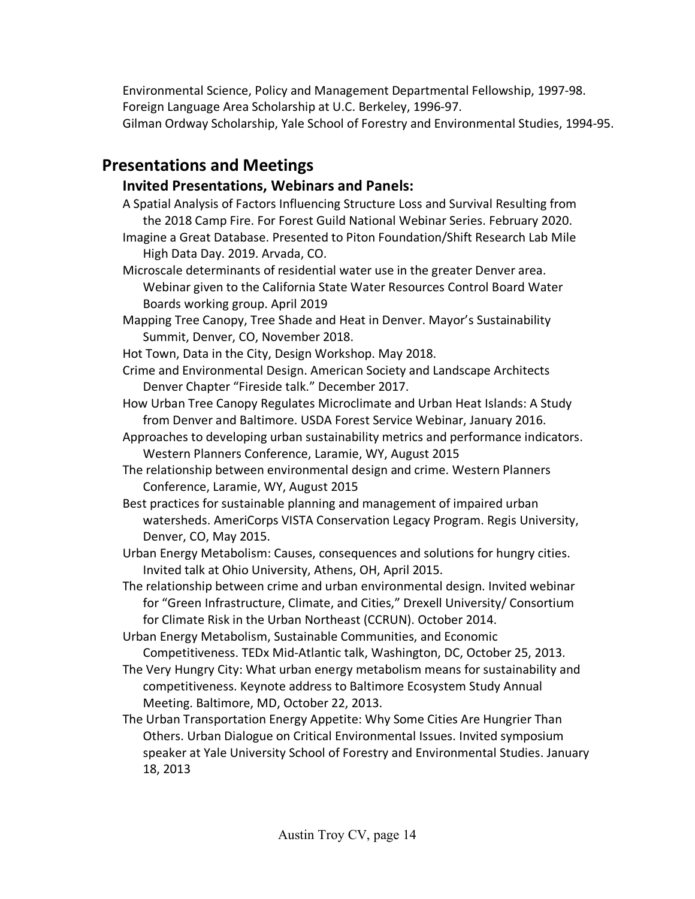Environmental Science, Policy and Management Departmental Fellowship, 1997-98.
Foreign Language Area Scholarship at U.C. Berkeley, 1996-97.
Gilman Ordway Scholarship, Yale School of Forestry and Environmental Studies, 1994-95.

## Presentations and Meetings

### Invited Presentations, Webinars and Panels:

A Spatial Analysis of Factors Influencing Structure Loss and Survival Resulting from the 2018 Camp Fire. For Forest Guild National Webinar Series. February 2020.

Imagine a Great Database. Presented to Piton Foundation/Shift Research Lab Mile High Data Day. 2019. Arvada, CO.

Microscale determinants of residential water use in the greater Denver area. Webinar given to the California State Water Resources Control Board Water Boards working group. April 2019

Mapping Tree Canopy, Tree Shade and Heat in Denver. Mayor's Sustainability Summit, Denver, CO, November 2018.

Hot Town, Data in the City, Design Workshop. May 2018.

Crime and Environmental Design. American Society and Landscape Architects Denver Chapter "Fireside talk." December 2017.

How Urban Tree Canopy Regulates Microclimate and Urban Heat Islands: A Study from Denver and Baltimore. USDA Forest Service Webinar, January 2016.

Approaches to developing urban sustainability metrics and performance indicators. Western Planners Conference, Laramie, WY, August 2015

The relationship between environmental design and crime. Western Planners Conference, Laramie, WY, August 2015

Best practices for sustainable planning and management of impaired urban watersheds. AmeriCorps VISTA Conservation Legacy Program. Regis University, Denver, CO, May 2015.

Urban Energy Metabolism: Causes, consequences and solutions for hungry cities. Invited talk at Ohio University, Athens, OH, April 2015.

The relationship between crime and urban environmental design. Invited webinar for "Green Infrastructure, Climate, and Cities," Drexell University/ Consortium for Climate Risk in the Urban Northeast (CCRUN). October 2014.

Urban Energy Metabolism, Sustainable Communities, and Economic Competitiveness. TEDx Mid-Atlantic talk, Washington, DC, October 25, 2013.

The Very Hungry City: What urban energy metabolism means for sustainability and competitiveness. Keynote address to Baltimore Ecosystem Study Annual Meeting. Baltimore, MD, October 22, 2013.

The Urban Transportation Energy Appetite: Why Some Cities Are Hungrier Than Others. Urban Dialogue on Critical Environmental Issues. Invited symposium speaker at Yale University School of Forestry and Environmental Studies. January 18, 2013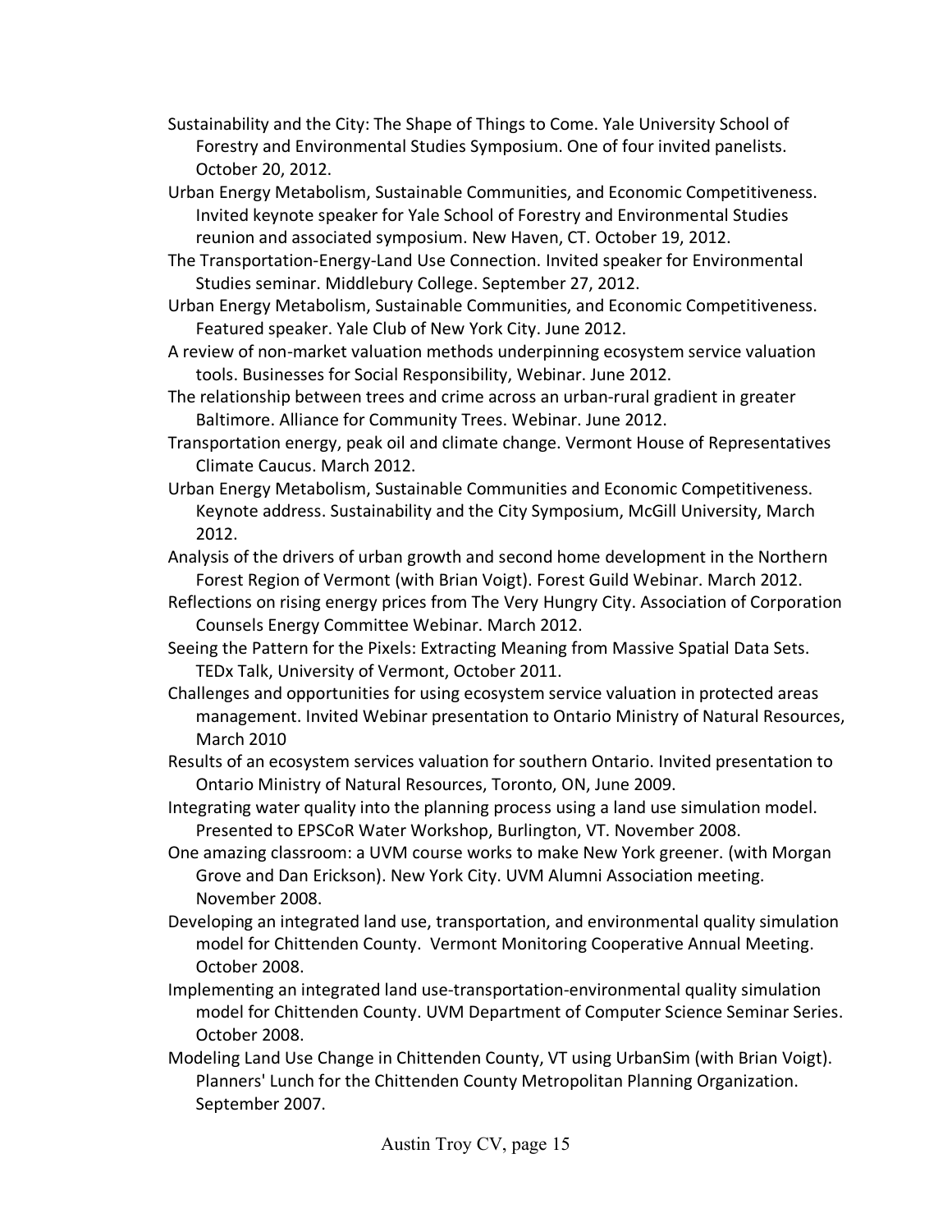Sustainability and the City: The Shape of Things to Come. Yale University School of Forestry and Environmental Studies Symposium. One of four invited panelists. October 20, 2012.

Urban Energy Metabolism, Sustainable Communities, and Economic Competitiveness. Invited keynote speaker for Yale School of Forestry and Environmental Studies reunion and associated symposium. New Haven, CT. October 19, 2012.

The Transportation-Energy-Land Use Connection. Invited speaker for Environmental Studies seminar. Middlebury College. September 27, 2012.

Urban Energy Metabolism, Sustainable Communities, and Economic Competitiveness. Featured speaker. Yale Club of New York City. June 2012.

A review of non-market valuation methods underpinning ecosystem service valuation tools. Businesses for Social Responsibility, Webinar. June 2012.

The relationship between trees and crime across an urban-rural gradient in greater Baltimore. Alliance for Community Trees. Webinar. June 2012.

Transportation energy, peak oil and climate change. Vermont House of Representatives Climate Caucus. March 2012.

Urban Energy Metabolism, Sustainable Communities and Economic Competitiveness. Keynote address. Sustainability and the City Symposium, McGill University, March 2012.

Analysis of the drivers of urban growth and second home development in the Northern Forest Region of Vermont (with Brian Voigt). Forest Guild Webinar. March 2012.

Reflections on rising energy prices from The Very Hungry City. Association of Corporation Counsels Energy Committee Webinar. March 2012.

Seeing the Pattern for the Pixels: Extracting Meaning from Massive Spatial Data Sets. TEDx Talk, University of Vermont, October 2011.

Challenges and opportunities for using ecosystem service valuation in protected areas management. Invited Webinar presentation to Ontario Ministry of Natural Resources, March 2010

Results of an ecosystem services valuation for southern Ontario. Invited presentation to Ontario Ministry of Natural Resources, Toronto, ON, June 2009.

Integrating water quality into the planning process using a land use simulation model. Presented to EPSCoR Water Workshop, Burlington, VT. November 2008.

One amazing classroom: a UVM course works to make New York greener. (with Morgan Grove and Dan Erickson). New York City. UVM Alumni Association meeting. November 2008.

Developing an integrated land use, transportation, and environmental quality simulation model for Chittenden County. Vermont Monitoring Cooperative Annual Meeting. October 2008.

Implementing an integrated land use-transportation-environmental quality simulation model for Chittenden County. UVM Department of Computer Science Seminar Series. October 2008.

Modeling Land Use Change in Chittenden County, VT using UrbanSim (with Brian Voigt). Planners' Lunch for the Chittenden County Metropolitan Planning Organization. September 2007.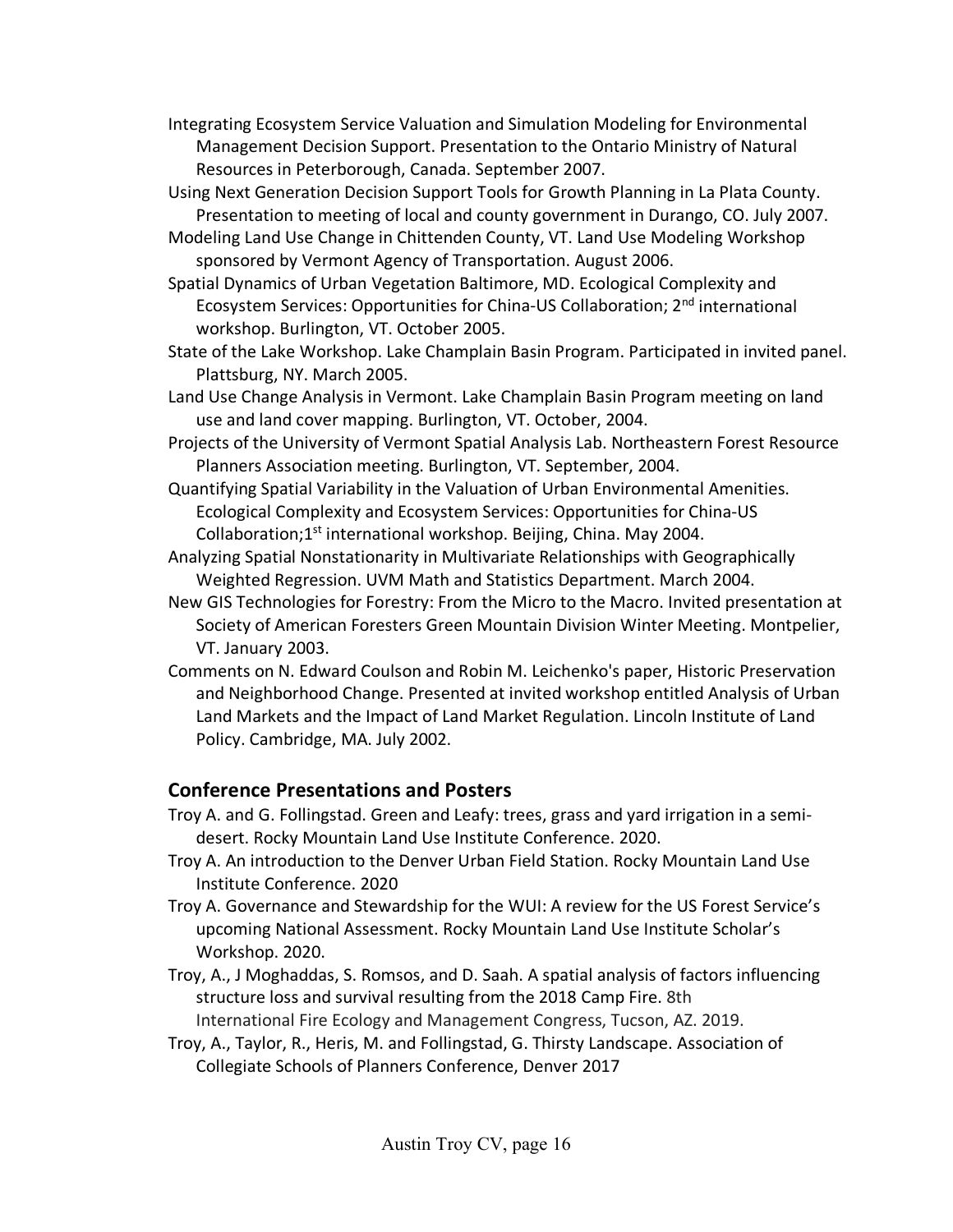Integrating Ecosystem Service Valuation and Simulation Modeling for Environmental Management Decision Support. Presentation to the Ontario Ministry of Natural Resources in Peterborough, Canada. September 2007.

Using Next Generation Decision Support Tools for Growth Planning in La Plata County. Presentation to meeting of local and county government in Durango, CO. July 2007.

Modeling Land Use Change in Chittenden County, VT. Land Use Modeling Workshop sponsored by Vermont Agency of Transportation. August 2006.

Spatial Dynamics of Urban Vegetation Baltimore, MD. Ecological Complexity and Ecosystem Services: Opportunities for China-US Collaboration; 2nd international workshop. Burlington, VT. October 2005.

State of the Lake Workshop. Lake Champlain Basin Program. Participated in invited panel. Plattsburg, NY. March 2005.

Land Use Change Analysis in Vermont. Lake Champlain Basin Program meeting on land use and land cover mapping. Burlington, VT. October, 2004.

Projects of the University of Vermont Spatial Analysis Lab. Northeastern Forest Resource Planners Association meeting. Burlington, VT. September, 2004.

Quantifying Spatial Variability in the Valuation of Urban Environmental Amenities. Ecological Complexity and Ecosystem Services: Opportunities for China-US Collaboration;1st international workshop. Beijing, China. May 2004.

Analyzing Spatial Nonstationarity in Multivariate Relationships with Geographically Weighted Regression. UVM Math and Statistics Department. March 2004.

New GIS Technologies for Forestry: From the Micro to the Macro. Invited presentation at Society of American Foresters Green Mountain Division Winter Meeting. Montpelier, VT. January 2003.

Comments on N. Edward Coulson and Robin M. Leichenko's paper, Historic Preservation and Neighborhood Change. Presented at invited workshop entitled Analysis of Urban Land Markets and the Impact of Land Market Regulation. Lincoln Institute of Land Policy. Cambridge, MA. July 2002.

## Conference Presentations and Posters

Troy A. and G. Follingstad. Green and Leafy: trees, grass and yard irrigation in a semi-desert. Rocky Mountain Land Use Institute Conference. 2020.

Troy A. An introduction to the Denver Urban Field Station. Rocky Mountain Land Use Institute Conference. 2020

Troy A. Governance and Stewardship for the WUI: A review for the US Forest Service's upcoming National Assessment. Rocky Mountain Land Use Institute Scholar's Workshop. 2020.

Troy, A., J Moghaddas, S. Romsos, and D. Saah. A spatial analysis of factors influencing structure loss and survival resulting from the 2018 Camp Fire. 8th International Fire Ecology and Management Congress, Tucson, AZ. 2019.

Troy, A., Taylor, R., Heris, M. and Follingstad, G. Thirsty Landscape. Association of Collegiate Schools of Planners Conference, Denver 2017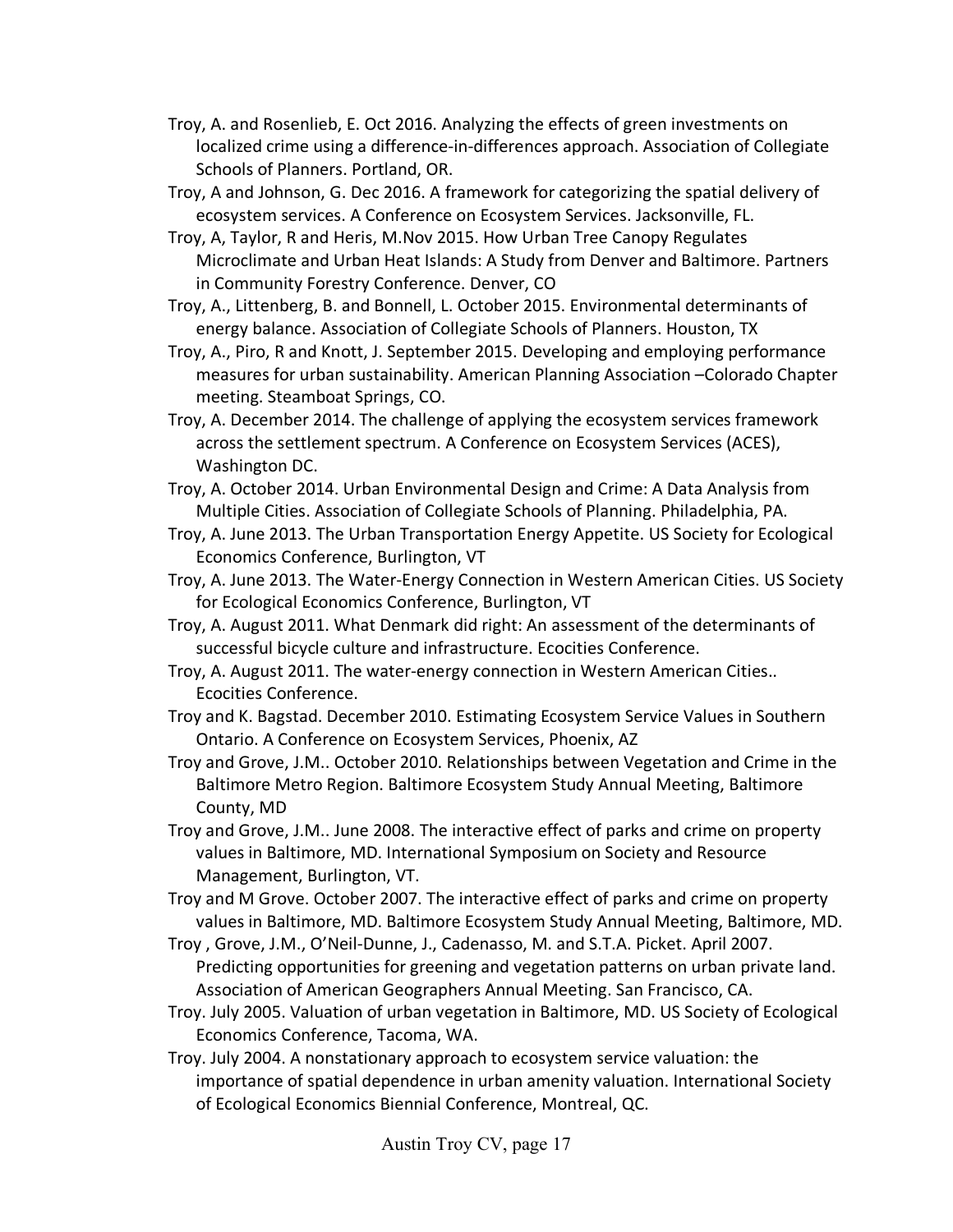Troy, A. and Rosenlieb, E. Oct 2016. Analyzing the effects of green investments on localized crime using a difference-in-differences approach. Association of Collegiate Schools of Planners. Portland, OR.

Troy, A and Johnson, G. Dec 2016. A framework for categorizing the spatial delivery of ecosystem services. A Conference on Ecosystem Services. Jacksonville, FL.

Troy, A, Taylor, R and Heris, M.Nov 2015. How Urban Tree Canopy Regulates Microclimate and Urban Heat Islands: A Study from Denver and Baltimore. Partners in Community Forestry Conference. Denver, CO

Troy, A., Littenberg, B. and Bonnell, L. October 2015. Environmental determinants of energy balance. Association of Collegiate Schools of Planners. Houston, TX

Troy, A., Piro, R and Knott, J. September 2015. Developing and employing performance measures for urban sustainability. American Planning Association –Colorado Chapter meeting. Steamboat Springs, CO.

Troy, A. December 2014. The challenge of applying the ecosystem services framework across the settlement spectrum. A Conference on Ecosystem Services (ACES), Washington DC.

Troy, A. October 2014. Urban Environmental Design and Crime: A Data Analysis from Multiple Cities. Association of Collegiate Schools of Planning. Philadelphia, PA.

Troy, A. June 2013. The Urban Transportation Energy Appetite. US Society for Ecological Economics Conference, Burlington, VT

Troy, A. June 2013. The Water-Energy Connection in Western American Cities. US Society for Ecological Economics Conference, Burlington, VT

Troy, A. August 2011. What Denmark did right: An assessment of the determinants of successful bicycle culture and infrastructure. Ecocities Conference.

Troy, A. August 2011. The water-energy connection in Western American Cities.. Ecocities Conference.

Troy and K. Bagstad. December 2010. Estimating Ecosystem Service Values in Southern Ontario. A Conference on Ecosystem Services, Phoenix, AZ

Troy and Grove, J.M.. October 2010. Relationships between Vegetation and Crime in the Baltimore Metro Region. Baltimore Ecosystem Study Annual Meeting, Baltimore County, MD

Troy and Grove, J.M.. June 2008. The interactive effect of parks and crime on property values in Baltimore, MD. International Symposium on Society and Resource Management, Burlington, VT.

Troy and M Grove. October 2007. The interactive effect of parks and crime on property values in Baltimore, MD. Baltimore Ecosystem Study Annual Meeting, Baltimore, MD.

Troy , Grove, J.M., O'Neil-Dunne, J., Cadenasso, M. and S.T.A. Picket. April 2007. Predicting opportunities for greening and vegetation patterns on urban private land. Association of American Geographers Annual Meeting. San Francisco, CA.

Troy. July 2005. Valuation of urban vegetation in Baltimore, MD. US Society of Ecological Economics Conference, Tacoma, WA.

Troy. July 2004. A nonstationary approach to ecosystem service valuation: the importance of spatial dependence in urban amenity valuation. International Society of Ecological Economics Biennial Conference, Montreal, QC.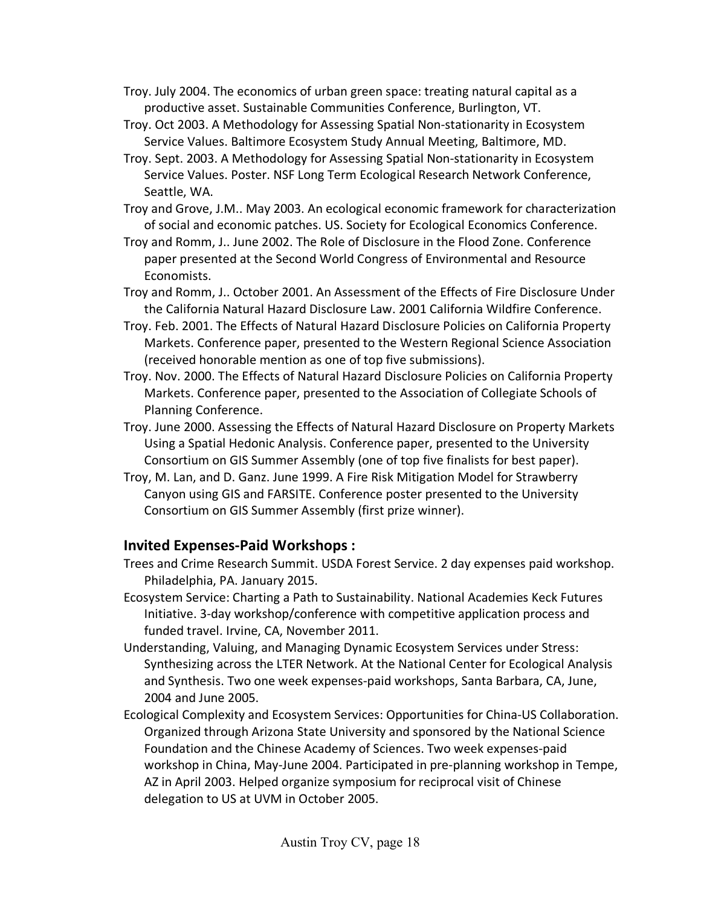Troy. July 2004. The economics of urban green space: treating natural capital as a productive asset. Sustainable Communities Conference, Burlington, VT.

Troy. Oct 2003. A Methodology for Assessing Spatial Non-stationarity in Ecosystem Service Values. Baltimore Ecosystem Study Annual Meeting, Baltimore, MD.

Troy. Sept. 2003. A Methodology for Assessing Spatial Non-stationarity in Ecosystem Service Values. Poster. NSF Long Term Ecological Research Network Conference, Seattle, WA.

Troy and Grove, J.M.. May 2003. An ecological economic framework for characterization of social and economic patches. US. Society for Ecological Economics Conference.

Troy and Romm, J.. June 2002. The Role of Disclosure in the Flood Zone. Conference paper presented at the Second World Congress of Environmental and Resource Economists.

Troy and Romm, J.. October 2001. An Assessment of the Effects of Fire Disclosure Under the California Natural Hazard Disclosure Law. 2001 California Wildfire Conference.

Troy. Feb. 2001. The Effects of Natural Hazard Disclosure Policies on California Property Markets. Conference paper, presented to the Western Regional Science Association (received honorable mention as one of top five submissions).

Troy. Nov. 2000. The Effects of Natural Hazard Disclosure Policies on California Property Markets. Conference paper, presented to the Association of Collegiate Schools of Planning Conference.

Troy. June 2000. Assessing the Effects of Natural Hazard Disclosure on Property Markets Using a Spatial Hedonic Analysis. Conference paper, presented to the University Consortium on GIS Summer Assembly (one of top five finalists for best paper).

Troy, M. Lan, and D. Ganz. June 1999. A Fire Risk Mitigation Model for Strawberry Canyon using GIS and FARSITE. Conference poster presented to the University Consortium on GIS Summer Assembly (first prize winner).

## Invited Expenses-Paid Workshops :

Trees and Crime Research Summit. USDA Forest Service. 2 day expenses paid workshop. Philadelphia, PA. January 2015.

Ecosystem Service: Charting a Path to Sustainability. National Academies Keck Futures Initiative. 3-day workshop/conference with competitive application process and funded travel. Irvine, CA, November 2011.

Understanding, Valuing, and Managing Dynamic Ecosystem Services under Stress: Synthesizing across the LTER Network. At the National Center for Ecological Analysis and Synthesis. Two one week expenses-paid workshops, Santa Barbara, CA, June, 2004 and June 2005.

Ecological Complexity and Ecosystem Services: Opportunities for China-US Collaboration. Organized through Arizona State University and sponsored by the National Science Foundation and the Chinese Academy of Sciences. Two week expenses-paid workshop in China, May-June 2004. Participated in pre-planning workshop in Tempe, AZ in April 2003. Helped organize symposium for reciprocal visit of Chinese delegation to US at UVM in October 2005.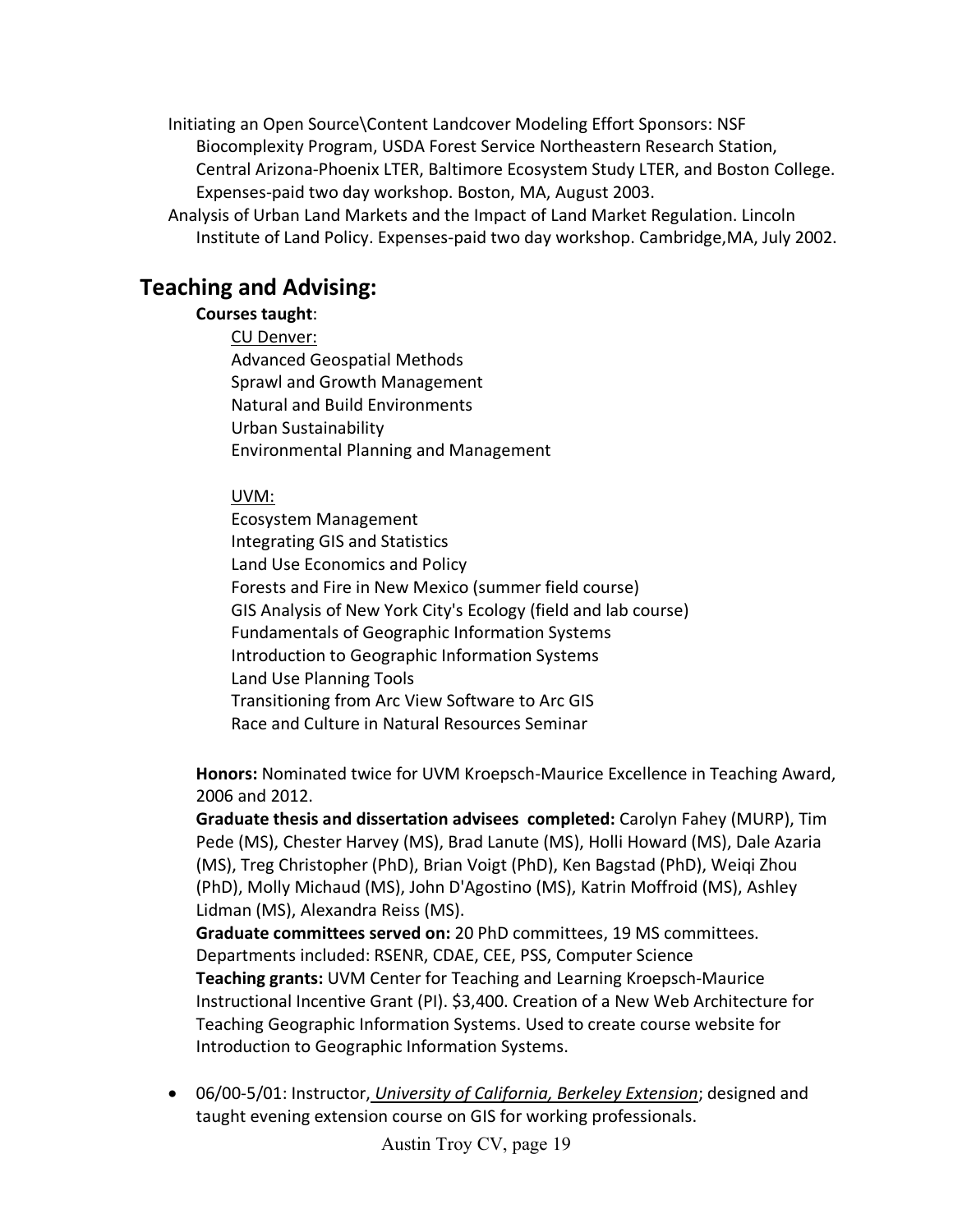Initiating an Open Source\Content Landcover Modeling Effort Sponsors: NSF Biocomplexity Program, USDA Forest Service Northeastern Research Station, Central Arizona-Phoenix LTER, Baltimore Ecosystem Study LTER, and Boston College. Expenses-paid two day workshop. Boston, MA, August 2003.

Analysis of Urban Land Markets and the Impact of Land Market Regulation. Lincoln Institute of Land Policy. Expenses-paid two day workshop. Cambridge,MA, July 2002.

## Teaching and Advising:

**Courses taught**:

CU Denver:

Advanced Geospatial Methods
Sprawl and Growth Management
Natural and Build Environments
Urban Sustainability
Environmental Planning and Management

UVM:

Ecosystem Management
Integrating GIS and Statistics
Land Use Economics and Policy
Forests and Fire in New Mexico (summer field course)
GIS Analysis of New York City's Ecology (field and lab course)
Fundamentals of Geographic Information Systems
Introduction to Geographic Information Systems
Land Use Planning Tools
Transitioning from Arc View Software to Arc GIS
Race and Culture in Natural Resources Seminar

**Honors:** Nominated twice for UVM Kroepsch-Maurice Excellence in Teaching Award, 2006 and 2012.

**Graduate thesis and dissertation advisees completed:** Carolyn Fahey (MURP), Tim Pede (MS), Chester Harvey (MS), Brad Lanute (MS), Holli Howard (MS), Dale Azaria (MS), Treg Christopher (PhD), Brian Voigt (PhD), Ken Bagstad (PhD), Weiqi Zhou (PhD), Molly Michaud (MS), John D'Agostino (MS), Katrin Moffroid (MS), Ashley Lidman (MS), Alexandra Reiss (MS).

**Graduate committees served on:** 20 PhD committees, 19 MS committees. Departments included: RSENR, CDAE, CEE, PSS, Computer Science

**Teaching grants:** UVM Center for Teaching and Learning Kroepsch-Maurice Instructional Incentive Grant (PI). $3,400. Creation of a New Web Architecture for Teaching Geographic Information Systems. Used to create course website for Introduction to Geographic Information Systems.

- 06/00-5/01: Instructor, *University of California, Berkeley Extension*; designed and taught evening extension course on GIS for working professionals.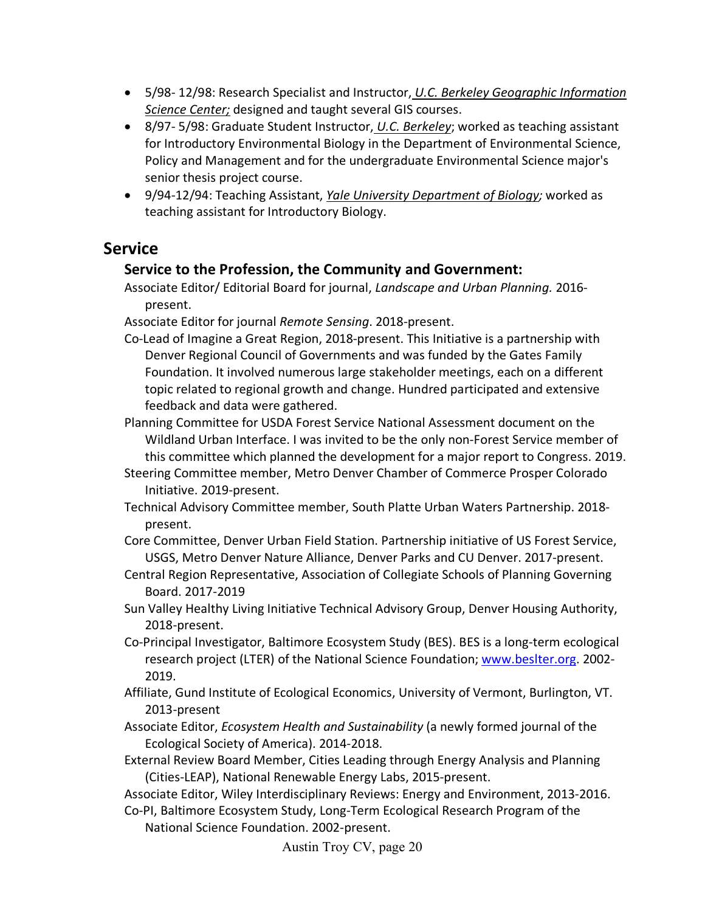- 5/98- 12/98: Research Specialist and Instructor, *U.C. Berkeley Geographic Information Science Center;* designed and taught several GIS courses.
- 8/97- 5/98: Graduate Student Instructor, *U.C. Berkeley*; worked as teaching assistant for Introductory Environmental Biology in the Department of Environmental Science, Policy and Management and for the undergraduate Environmental Science major's senior thesis project course.
- 9/94-12/94: Teaching Assistant, *Yale University Department of Biology;* worked as teaching assistant for Introductory Biology.

## Service

### Service to the Profession, the Community and Government:

Associate Editor/ Editorial Board for journal, *Landscape and Urban Planning.* 2016-present.

Associate Editor for journal *Remote Sensing*. 2018-present.

Co-Lead of Imagine a Great Region, 2018-present. This Initiative is a partnership with Denver Regional Council of Governments and was funded by the Gates Family Foundation. It involved numerous large stakeholder meetings, each on a different topic related to regional growth and change. Hundred participated and extensive feedback and data were gathered.

Planning Committee for USDA Forest Service National Assessment document on the Wildland Urban Interface. I was invited to be the only non-Forest Service member of this committee which planned the development for a major report to Congress. 2019.

Steering Committee member, Metro Denver Chamber of Commerce Prosper Colorado Initiative. 2019-present.

Technical Advisory Committee member, South Platte Urban Waters Partnership. 2018-present.

Core Committee, Denver Urban Field Station. Partnership initiative of US Forest Service, USGS, Metro Denver Nature Alliance, Denver Parks and CU Denver. 2017-present.

Central Region Representative, Association of Collegiate Schools of Planning Governing Board. 2017-2019

Sun Valley Healthy Living Initiative Technical Advisory Group, Denver Housing Authority, 2018-present.

Co-Principal Investigator, Baltimore Ecosystem Study (BES). BES is a long-term ecological research project (LTER) of the National Science Foundation; [www.beslter.org](http://www.beslter.org). 2002-2019.

Affiliate, Gund Institute of Ecological Economics, University of Vermont, Burlington, VT. 2013-present

Associate Editor, *Ecosystem Health and Sustainability* (a newly formed journal of the Ecological Society of America). 2014-2018.

External Review Board Member, Cities Leading through Energy Analysis and Planning (Cities-LEAP), National Renewable Energy Labs, 2015-present.

Associate Editor, Wiley Interdisciplinary Reviews: Energy and Environment, 2013-2016.

Co-PI, Baltimore Ecosystem Study, Long-Term Ecological Research Program of the National Science Foundation. 2002-present.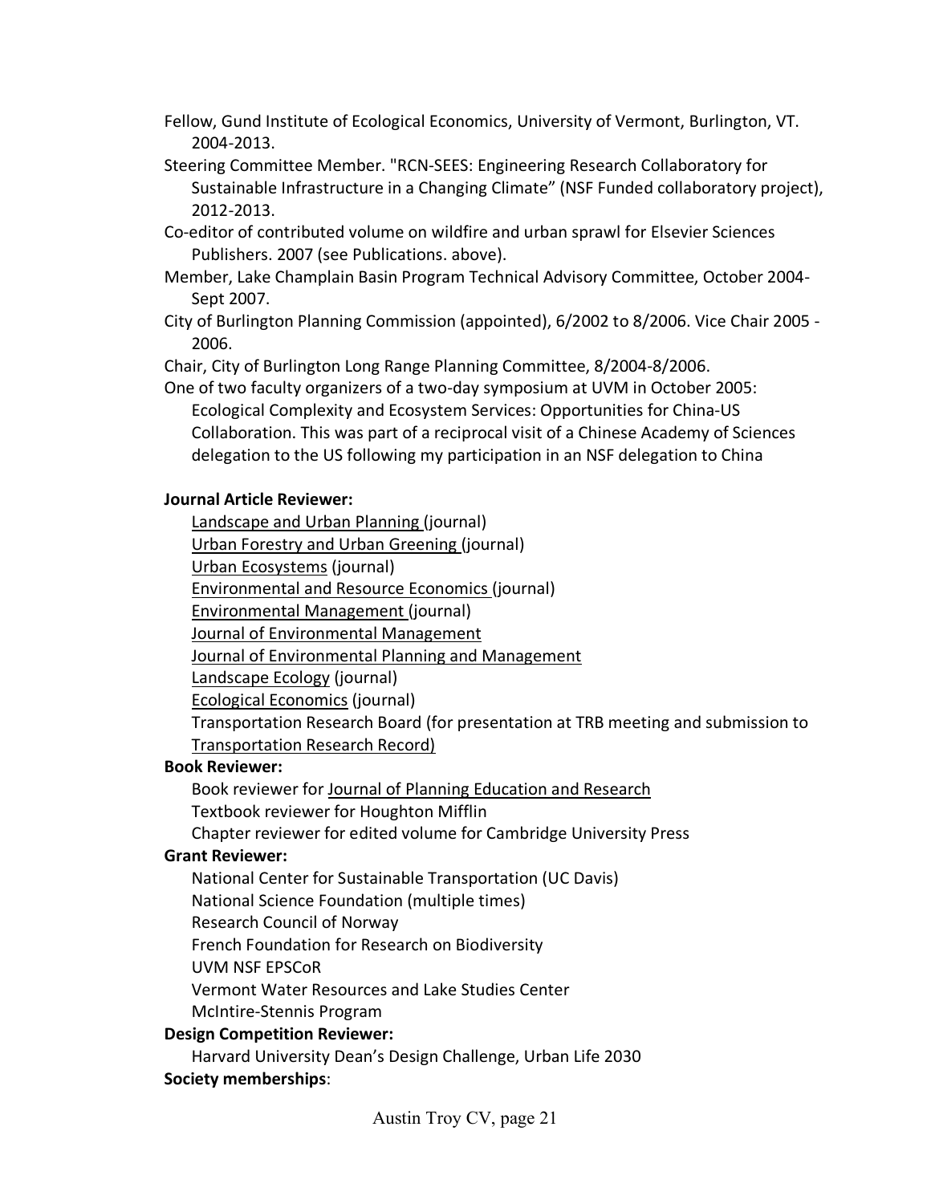Fellow, Gund Institute of Ecological Economics, University of Vermont, Burlington, VT. 2004-2013.

Steering Committee Member. "RCN-SEES: Engineering Research Collaboratory for Sustainable Infrastructure in a Changing Climate" (NSF Funded collaboratory project), 2012-2013.

Co-editor of contributed volume on wildfire and urban sprawl for Elsevier Sciences Publishers. 2007 (see Publications. above).

Member, Lake Champlain Basin Program Technical Advisory Committee, October 2004-Sept 2007.

City of Burlington Planning Commission (appointed), 6/2002 to 8/2006. Vice Chair 2005 - 2006.

Chair, City of Burlington Long Range Planning Committee, 8/2004-8/2006.

One of two faculty organizers of a two-day symposium at UVM in October 2005: Ecological Complexity and Ecosystem Services: Opportunities for China-US Collaboration. This was part of a reciprocal visit of a Chinese Academy of Sciences delegation to the US following my participation in an NSF delegation to China

**Journal Article Reviewer:**

- Landscape and Urban Planning (journal)
- Urban Forestry and Urban Greening (journal)
- Urban Ecosystems (journal)
- Environmental and Resource Economics (journal)
- Environmental Management (journal)
- Journal of Environmental Management
- Journal of Environmental Planning and Management
- Landscape Ecology (journal)
- Ecological Economics (journal)
- Transportation Research Board (for presentation at TRB meeting and submission to Transportation Research Record)

**Book Reviewer:**

- Book reviewer for Journal of Planning Education and Research
- Textbook reviewer for Houghton Mifflin
- Chapter reviewer for edited volume for Cambridge University Press

**Grant Reviewer:**

- National Center for Sustainable Transportation (UC Davis)
- National Science Foundation (multiple times)
- Research Council of Norway
- French Foundation for Research on Biodiversity
- UVM NSF EPSCoR
- Vermont Water Resources and Lake Studies Center
- McIntire-Stennis Program

**Design Competition Reviewer:**

- Harvard University Dean's Design Challenge, Urban Life 2030

**Society memberships**: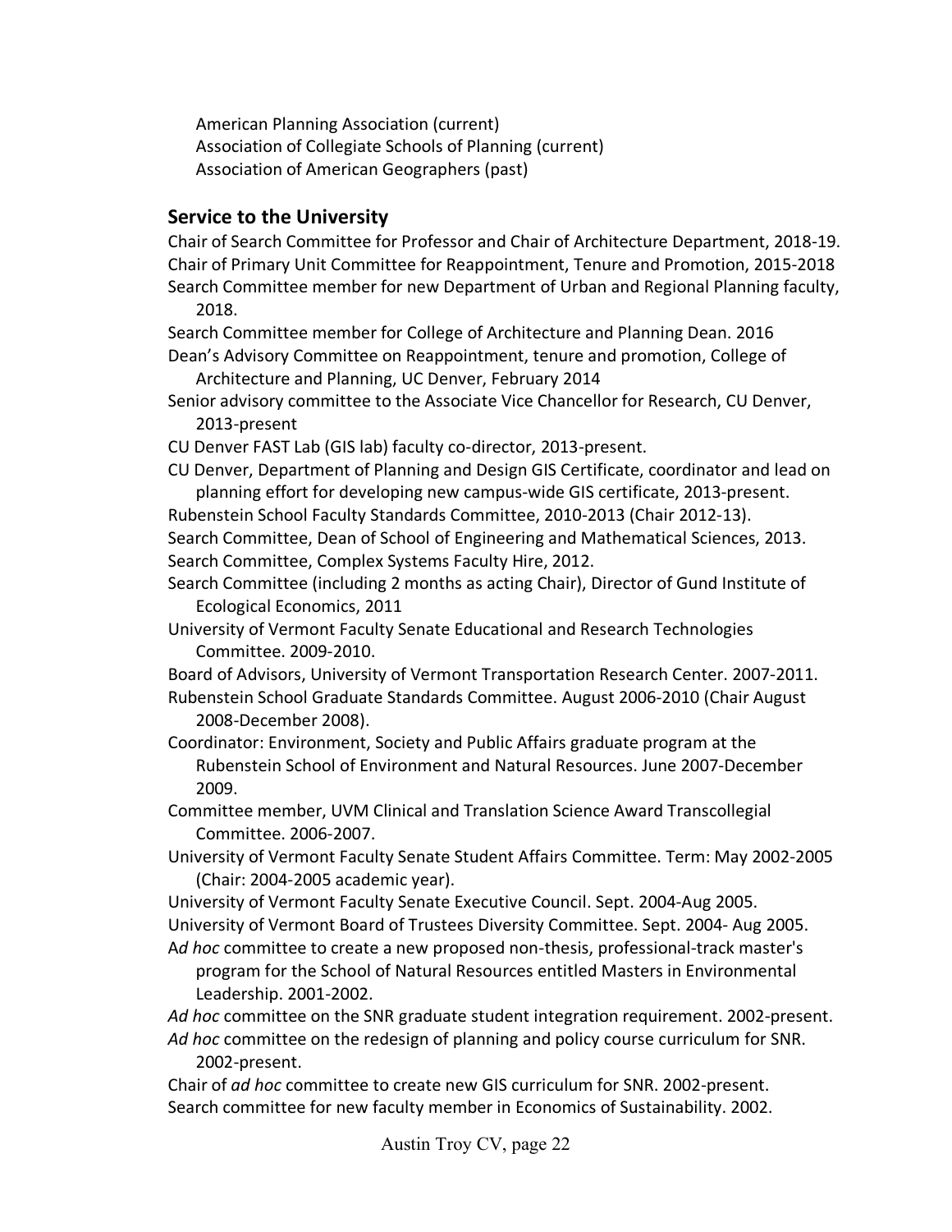American Planning Association (current)
Association of Collegiate Schools of Planning (current)
Association of American Geographers (past)

## Service to the University

Chair of Search Committee for Professor and Chair of Architecture Department, 2018-19.
Chair of Primary Unit Committee for Reappointment, Tenure and Promotion, 2015-2018
Search Committee member for new Department of Urban and Regional Planning faculty, 2018.
Search Committee member for College of Architecture and Planning Dean. 2016
Dean's Advisory Committee on Reappointment, tenure and promotion, College of Architecture and Planning, UC Denver, February 2014
Senior advisory committee to the Associate Vice Chancellor for Research, CU Denver, 2013-present
CU Denver FAST Lab (GIS lab) faculty co-director, 2013-present.
CU Denver, Department of Planning and Design GIS Certificate, coordinator and lead on planning effort for developing new campus-wide GIS certificate, 2013-present.
Rubenstein School Faculty Standards Committee, 2010-2013 (Chair 2012-13).
Search Committee, Dean of School of Engineering and Mathematical Sciences, 2013.
Search Committee, Complex Systems Faculty Hire, 2012.
Search Committee (including 2 months as acting Chair), Director of Gund Institute of Ecological Economics, 2011
University of Vermont Faculty Senate Educational and Research Technologies Committee. 2009-2010.
Board of Advisors, University of Vermont Transportation Research Center. 2007-2011.
Rubenstein School Graduate Standards Committee. August 2006-2010 (Chair August 2008-December 2008).
Coordinator: Environment, Society and Public Affairs graduate program at the Rubenstein School of Environment and Natural Resources. June 2007-December 2009.
Committee member, UVM Clinical and Translation Science Award Transcollegial Committee. 2006-2007.
University of Vermont Faculty Senate Student Affairs Committee. Term: May 2002-2005 (Chair: 2004-2005 academic year).
University of Vermont Faculty Senate Executive Council. Sept. 2004-Aug 2005.
University of Vermont Board of Trustees Diversity Committee. Sept. 2004- Aug 2005.
A*d hoc* committee to create a new proposed non-thesis, professional-track master's program for the School of Natural Resources entitled Masters in Environmental Leadership. 2001-2002.
*Ad hoc* committee on the SNR graduate student integration requirement. 2002-present.
*Ad hoc* committee on the redesign of planning and policy course curriculum for SNR. 2002-present.
Chair of *ad hoc* committee to create new GIS curriculum for SNR. 2002-present.
Search committee for new faculty member in Economics of Sustainability. 2002.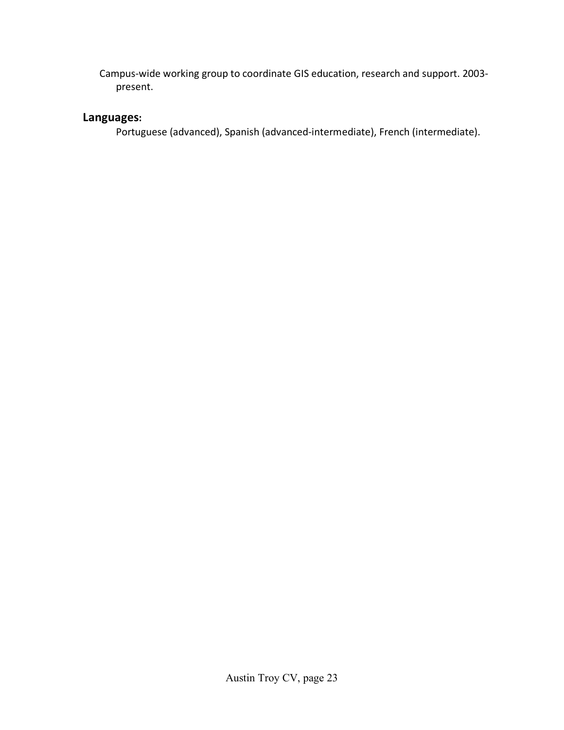Campus-wide working group to coordinate GIS education, research and support. 2003-present.

## Languages:

Portuguese (advanced), Spanish (advanced-intermediate), French (intermediate).